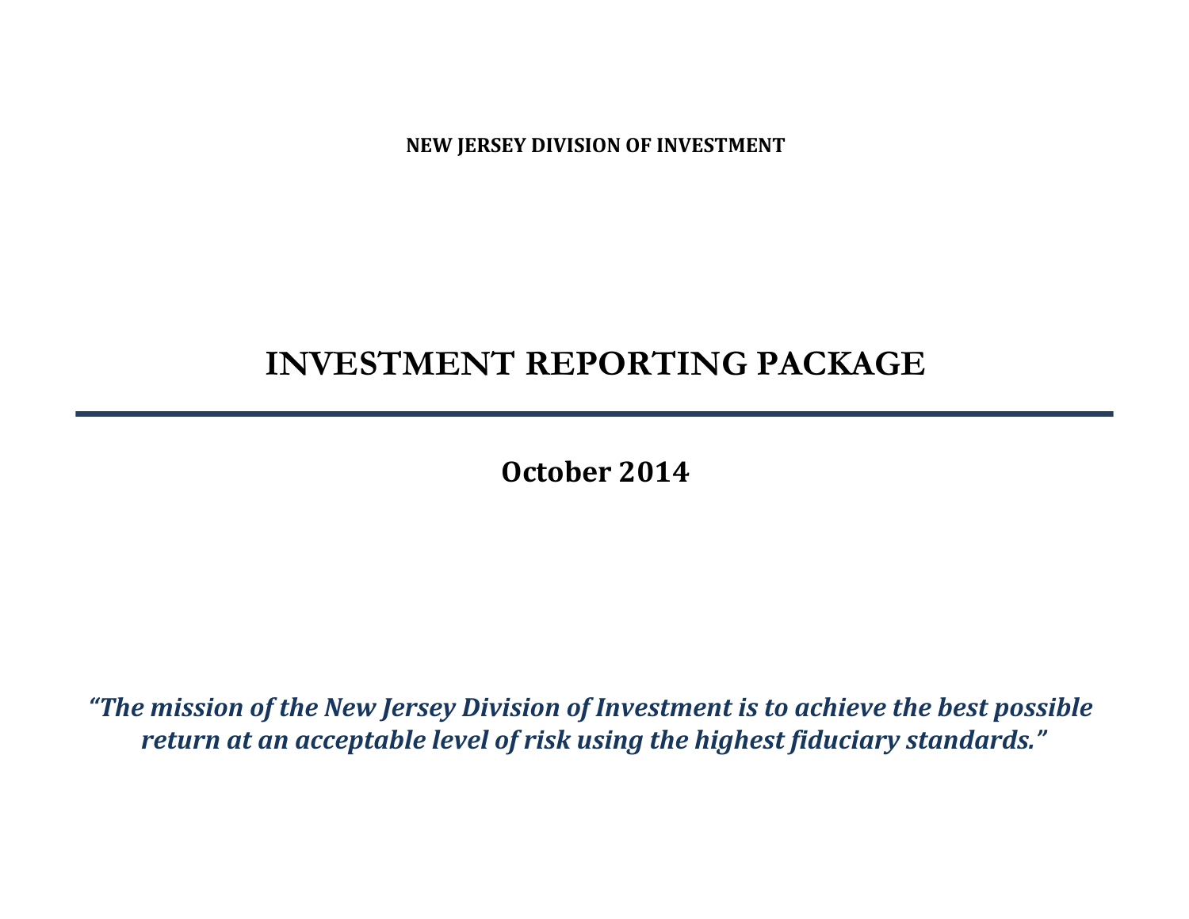**NEW JERSEY DIVISION OF INVESTMENT**

# INVESTMENT REPORTING PACKAGE

---

**October 2014**

***"The mission of the New Jersey Division of Investment is to achieve the best possible return at an acceptable level of risk using the highest fiduciary standards."***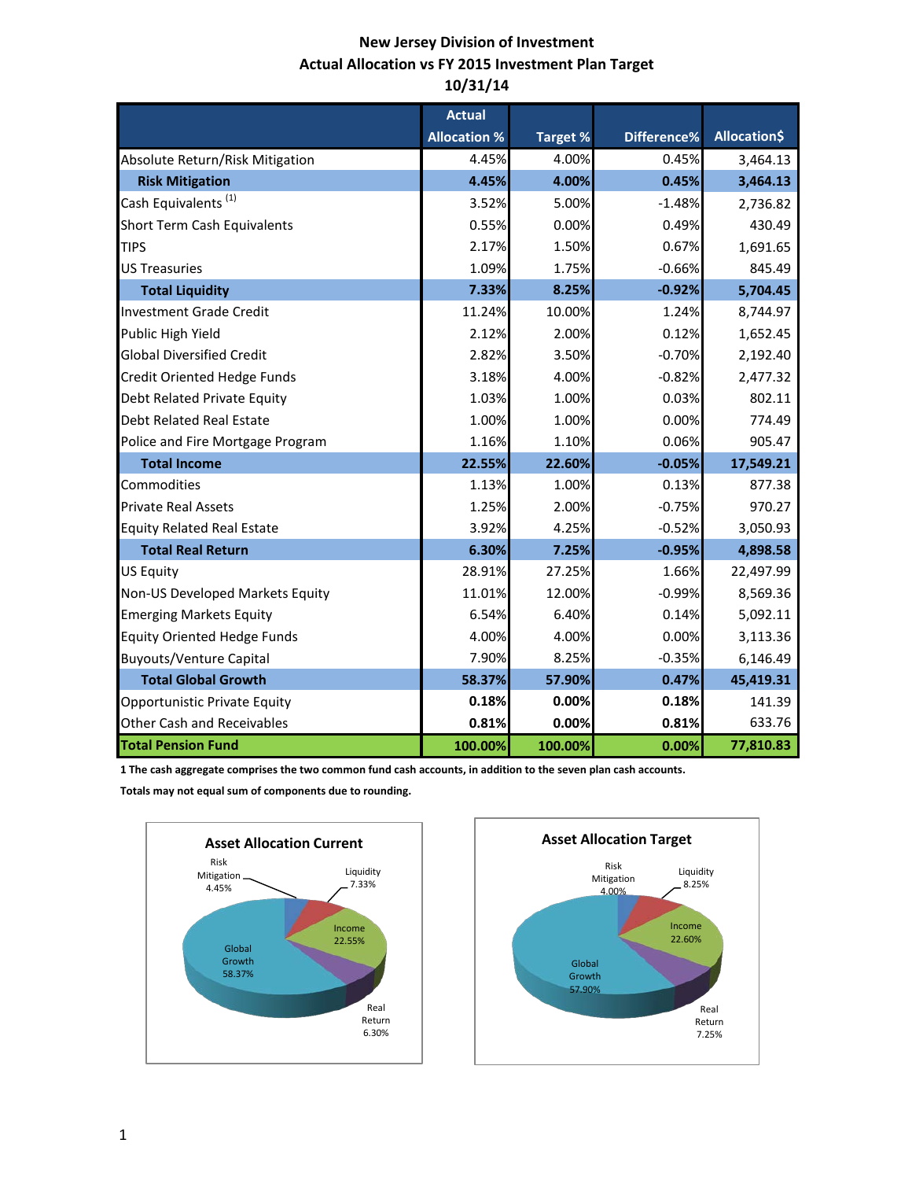# New Jersey Division of Investment
## Actual Allocation vs FY 2015 Investment Plan Target
## 10/31/14

| | Actual Allocation % | Target % | Difference% | Allocation$ |
|---|---|---|---|---|
| Absolute Return/Risk Mitigation | 4.45% | 4.00% | 0.45% | 3,464.13 |
| **Risk Mitigation** | **4.45%** | **4.00%** | **0.45%** | **3,464.13** |
| Cash Equivalents [1] | 3.52% | 5.00% | -1.48% | 2,736.82 |
| Short Term Cash Equivalents | 0.55% | 0.00% | 0.49% | 430.49 |
| TIPS | 2.17% | 1.50% | 0.67% | 1,691.65 |
| US Treasuries | 1.09% | 1.75% | -0.66% | 845.49 |
| **Total Liquidity** | **7.33%** | **8.25%** | **-0.92%** | **5,704.45** |
| Investment Grade Credit | 11.24% | 10.00% | 1.24% | 8,744.97 |
| Public High Yield | 2.12% | 2.00% | 0.12% | 1,652.45 |
| Global Diversified Credit | 2.82% | 3.50% | -0.70% | 2,192.40 |
| Credit Oriented Hedge Funds | 3.18% | 4.00% | -0.82% | 2,477.32 |
| Debt Related Private Equity | 1.03% | 1.00% | 0.03% | 802.11 |
| Debt Related Real Estate | 1.00% | 1.00% | 0.00% | 774.49 |
| Police and Fire Mortgage Program | 1.16% | 1.10% | 0.06% | 905.47 |
| **Total Income** | **22.55%** | **22.60%** | **-0.05%** | **17,549.21** |
| Commodities | 1.13% | 1.00% | 0.13% | 877.38 |
| Private Real Assets | 1.25% | 2.00% | -0.75% | 970.27 |
| Equity Related Real Estate | 3.92% | 4.25% | -0.52% | 3,050.93 |
| **Total Real Return** | **6.30%** | **7.25%** | **-0.95%** | **4,898.58** |
| US Equity | 28.91% | 27.25% | 1.66% | 22,497.99 |
| Non-US Developed Markets Equity | 11.01% | 12.00% | -0.99% | 8,569.36 |
| Emerging Markets Equity | 6.54% | 6.40% | 0.14% | 5,092.11 |
| Equity Oriented Hedge Funds | 4.00% | 4.00% | 0.00% | 3,113.36 |
| Buyouts/Venture Capital | 7.90% | 8.25% | -0.35% | 6,146.49 |
| **Total Global Growth** | **58.37%** | **57.90%** | **0.47%** | **45,419.31** |
| Opportunistic Private Equity | **0.18%** | **0.00%** | **0.18%** | 141.39 |
| Other Cash and Receivables | **0.81%** | **0.00%** | **0.81%** | 633.76 |
| **Total Pension Fund** | **100.00%** | **100.00%** | **0.00%** | **77,810.83** |

**1 The cash aggregate comprises the two common fund cash accounts, in addition to the seven plan cash accounts.**

**Totals may not equal sum of components due to rounding.**

**Asset Allocation Current**

Risk Mitigation 4.45%, Liquidity 7.33%, Income 22.55%, Real Return 6.30%, Global Growth 58.37%

**Asset Allocation Target**

Risk Mitigation 4.00%, Liquidity 8.25%, Income 22.60%, Real Return 7.25%, Global Growth 57.90%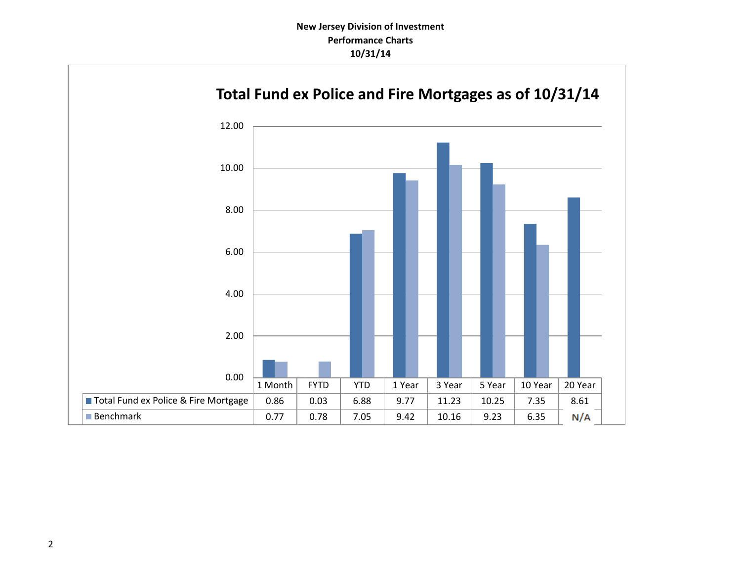**New Jersey Division of Investment**
**Performance Charts**
**10/31/14**

## Total Fund ex Police and Fire Mortgages as of 10/31/14

| | 1 Month | FYTD | YTD | 1 Year | 3 Year | 5 Year | 10 Year | 20 Year |
|---|---|---|---|---|---|---|---|---|
| Total Fund ex Police & Fire Mortgage | 0.86 | 0.03 | 6.88 | 9.77 | 11.23 | 10.25 | 7.35 | 8.61 |
| Benchmark | 0.77 | 0.78 | 7.05 | 9.42 | 10.16 | 9.23 | 6.35 | N/A |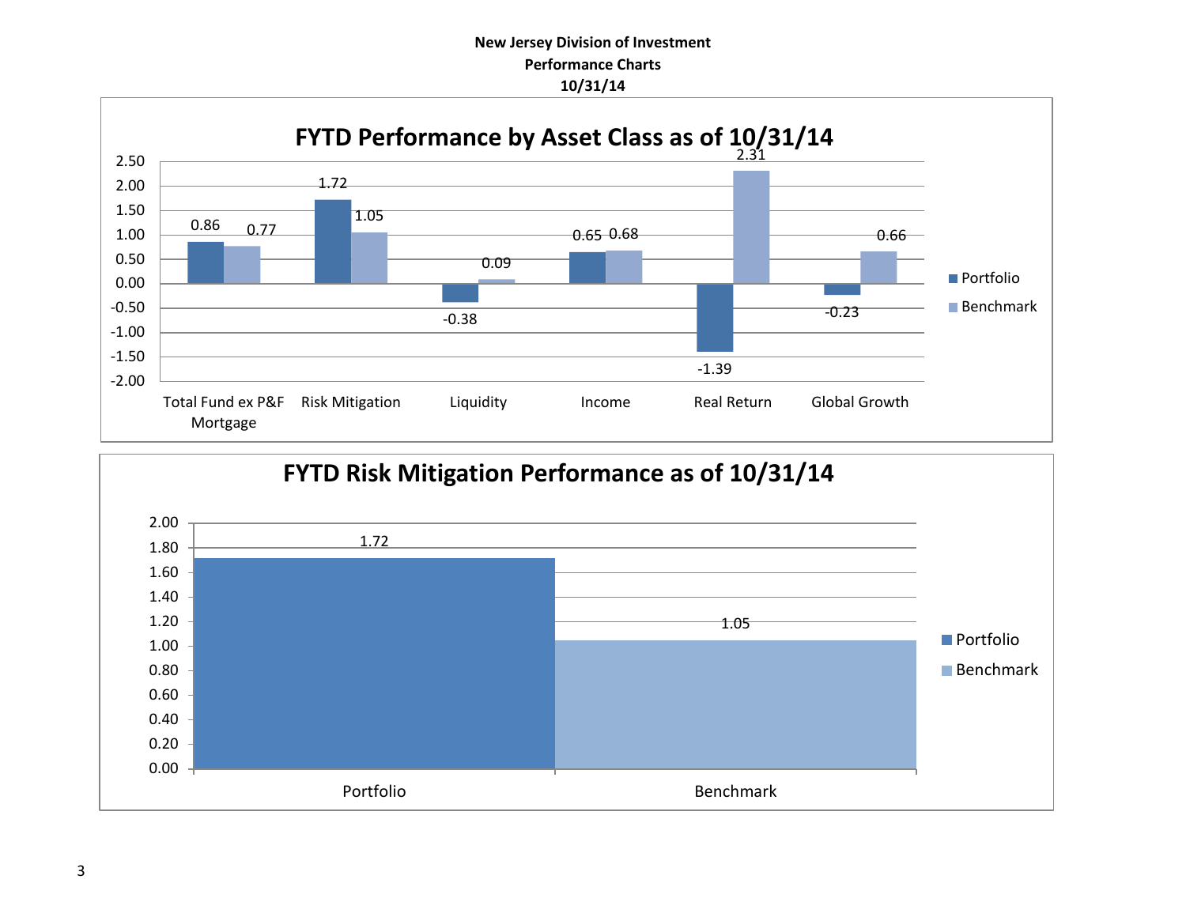**New Jersey Division of Investment**
**Performance Charts**
**10/31/14**

## FYTD Performance by Asset Class as of 10/31/14

| Asset Class | Portfolio | Benchmark |
|---|---|---|
| Total Fund ex P&F Mortgage | 0.86 | 0.77 |
| Risk Mitigation | 1.72 | 1.05 |
| Liquidity | -0.38 | 0.09 |
| Income | 0.65 | 0.68 |
| Real Return | -1.39 | 2.31 |
| Global Growth | -0.23 | 0.66 |

## FYTD Risk Mitigation Performance as of 10/31/14

| | Value |
|---|---|
| Portfolio | 1.72 |
| Benchmark | 1.05 |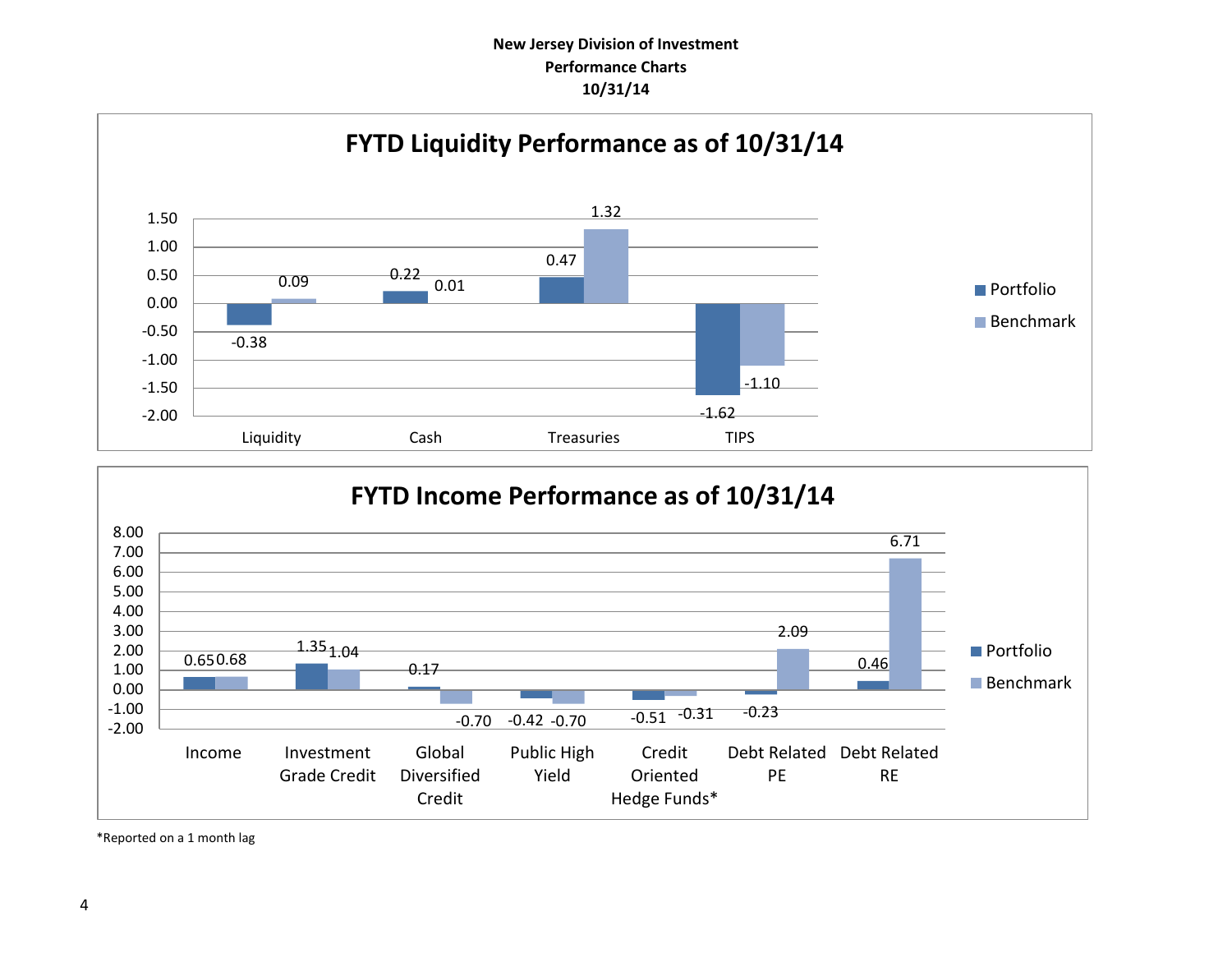**New Jersey Division of Investment**
**Performance Charts**
**10/31/14**

## FYTD Liquidity Performance as of 10/31/14

| | Portfolio | Benchmark |
|---|---|---|
| Liquidity | -0.38 | 0.09 |
| Cash | 0.22 | 0.01 |
| Treasuries | 0.47 | 1.32 |
| TIPS | -1.62 | -1.10 |

## FYTD Income Performance as of 10/31/14

| | Portfolio | Benchmark |
|---|---|---|
| Income | 0.65 | 0.68 |
| Investment Grade Credit | 1.35 | 1.04 |
| Global Diversified Credit | 0.17 | -0.70 |
| Public High Yield | -0.42 | -0.70 |
| Credit Oriented Hedge Funds* | -0.51 | -0.31 |
| Debt Related PE | -0.23 | 2.09 |
| Debt Related RE | 0.46 | 6.71 |

*Reported on a 1 month lag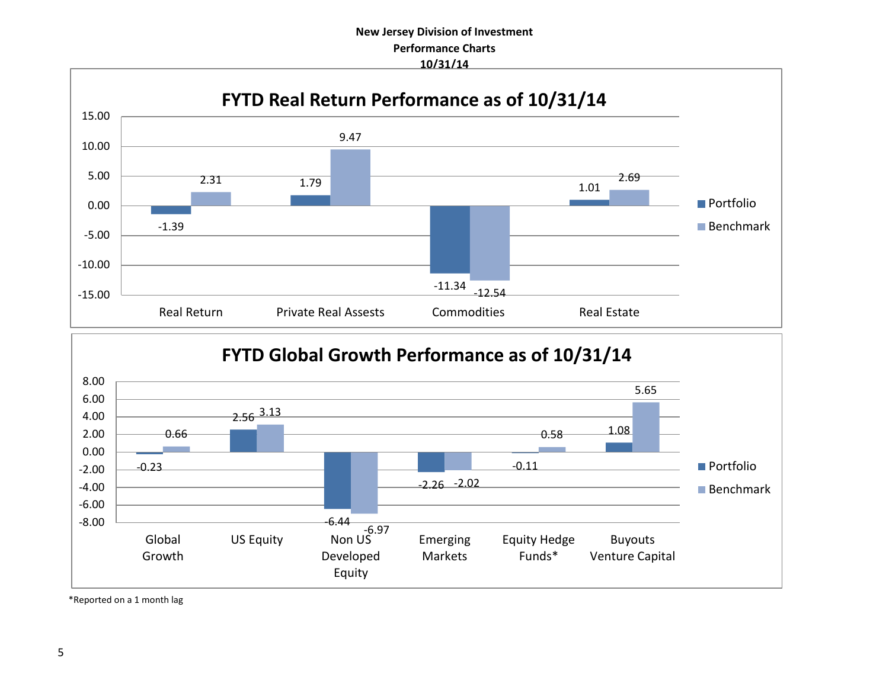**New Jersey Division of Investment**
**Performance Charts**
**10/31/14**

## FYTD Real Return Performance as of 10/31/14

| | Portfolio | Benchmark |
|---|---|---|
| Real Return | -1.39 | 2.31 |
| Private Real Assests | 1.79 | 9.47 |
| Commodities | -11.34 | -12.54 |
| Real Estate | 1.01 | 2.69 |

## FYTD Global Growth Performance as of 10/31/14

| | Portfolio | Benchmark |
|---|---|---|
| Global Growth | -0.23 | 0.66 |
| US Equity | 2.56 | 3.13 |
| Non US Developed Equity | -6.44 | -6.97 |
| Emerging Markets | -2.26 | -2.02 |
| Equity Hedge Funds* | -0.11 | 0.58 |
| Buyouts Venture Capital | 1.08 | 5.65 |

*Reported on a 1 month lag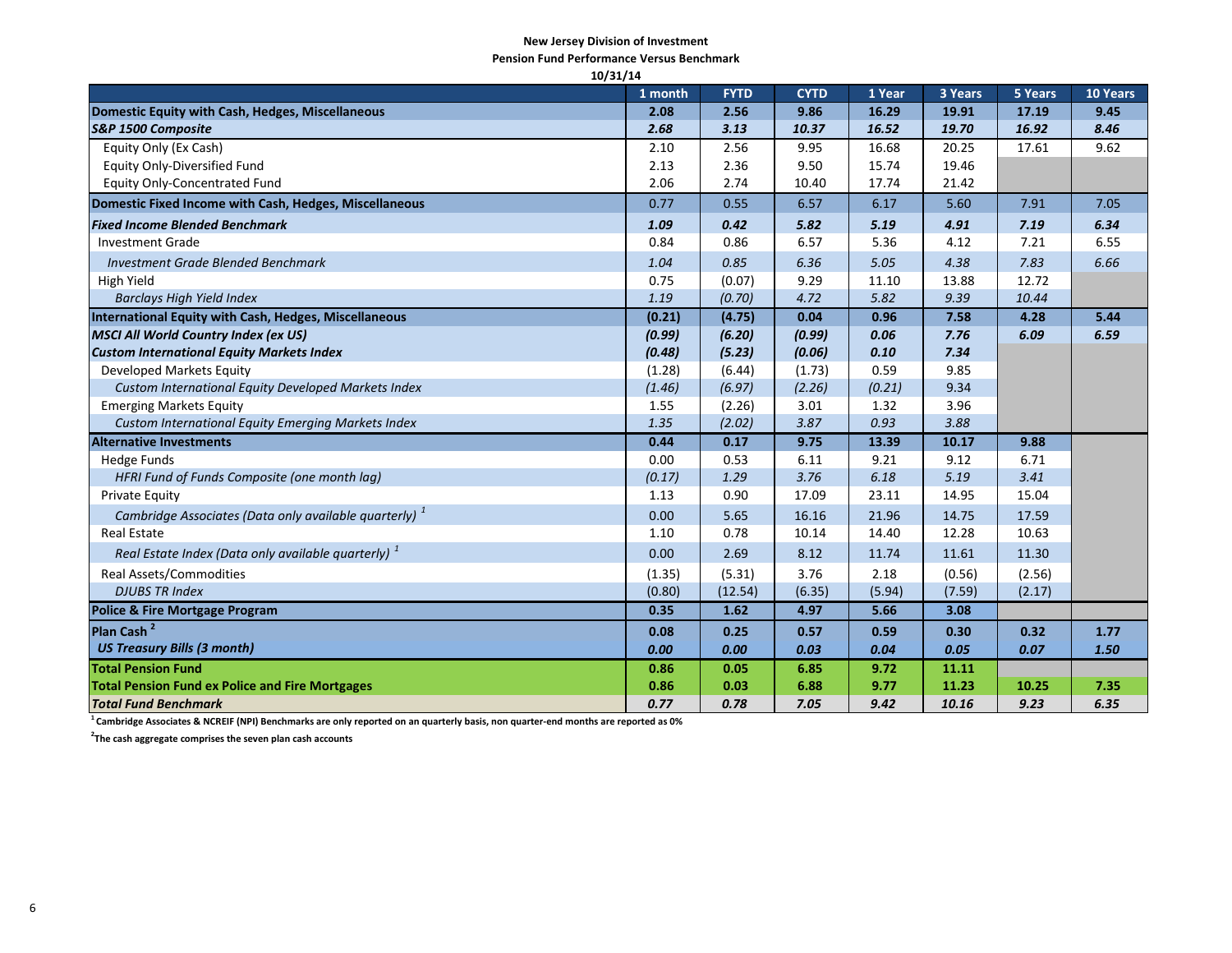**New Jersey Division of Investment**

**Pension Fund Performance Versus Benchmark**

**10/31/14**

| | 1 month | FYTD | CYTD | 1 Year | 3 Years | 5 Years | 10 Years |
|---|---|---|---|---|---|---|---|
| **Domestic Equity with Cash, Hedges, Miscellaneous** | **2.08** | **2.56** | **9.86** | **16.29** | **19.91** | **17.19** | **9.45** |
| ***S&P 1500 Composite*** | ***2.68*** | ***3.13*** | ***10.37*** | ***16.52*** | ***19.70*** | ***16.92*** | ***8.46*** |
| Equity Only (Ex Cash) | 2.10 | 2.56 | 9.95 | 16.68 | 20.25 | 17.61 | 9.62 |
| Equity Only-Diversified Fund | 2.13 | 2.36 | 9.50 | 15.74 | 19.46 | | |
| Equity Only-Concentrated Fund | 2.06 | 2.74 | 10.40 | 17.74 | 21.42 | | |
| **Domestic Fixed Income with Cash, Hedges, Miscellaneous** | 0.77 | 0.55 | 6.57 | 6.17 | 5.60 | 7.91 | 7.05 |
| ***Fixed Income Blended Benchmark*** | ***1.09*** | ***0.42*** | ***5.82*** | ***5.19*** | ***4.91*** | ***7.19*** | ***6.34*** |
| Investment Grade | 0.84 | 0.86 | 6.57 | 5.36 | 4.12 | 7.21 | 6.55 |
| *Investment Grade Blended Benchmark* | *1.04* | *0.85* | *6.36* | *5.05* | *4.38* | *7.83* | *6.66* |
| High Yield | 0.75 | (0.07) | 9.29 | 11.10 | 13.88 | 12.72 | |
| *Barclays High Yield Index* | *1.19* | *(0.70)* | *4.72* | *5.82* | *9.39* | *10.44* | |
| **International Equity with Cash, Hedges, Miscellaneous** | **(0.21)** | **(4.75)** | **0.04** | **0.96** | **7.58** | **4.28** | **5.44** |
| ***MSCI All World Country Index (ex US)*** | ***(0.99)*** | ***(6.20)*** | ***(0.99)*** | ***0.06*** | ***7.76*** | ***6.09*** | ***6.59*** |
| ***Custom International Equity Markets Index*** | ***(0.48)*** | ***(5.23)*** | ***(0.06)*** | ***0.10*** | ***7.34*** | | |
| Developed Markets Equity | (1.28) | (6.44) | (1.73) | 0.59 | 9.85 | | |
| *Custom International Equity Developed Markets Index* | *(1.46)* | *(6.97)* | *(2.26)* | *(0.21)* | *9.34* | | |
| Emerging Markets Equity | 1.55 | (2.26) | 3.01 | 1.32 | 3.96 | | |
| *Custom International Equity Emerging Markets Index* | *1.35* | *(2.02)* | *3.87* | *0.93* | *3.88* | | |
| **Alternative Investments** | **0.44** | **0.17** | **9.75** | **13.39** | **10.17** | **9.88** | |
| Hedge Funds | 0.00 | 0.53 | 6.11 | 9.21 | 9.12 | 6.71 | |
| *HFRI Fund of Funds Composite (one month lag)* | *(0.17)* | *1.29* | *3.76* | *6.18* | *5.19* | *3.41* | |
| Private Equity | 1.13 | 0.90 | 17.09 | 23.11 | 14.95 | 15.04 | |
| *Cambridge Associates (Data only available quarterly)* [1] | 0.00 | 5.65 | 16.16 | 21.96 | 14.75 | 17.59 | |
| Real Estate | 1.10 | 0.78 | 10.14 | 14.40 | 12.28 | 10.63 | |
| *Real Estate Index (Data only available quarterly)* [1] | 0.00 | 2.69 | 8.12 | 11.74 | 11.61 | 11.30 | |
| Real Assets/Commodities | (1.35) | (5.31) | 3.76 | 2.18 | (0.56) | (2.56) | |
| *DJUBS TR Index* | (0.80) | (12.54) | (6.35) | (5.94) | (7.59) | (2.17) | |
| **Police & Fire Mortgage Program** | **0.35** | **1.62** | **4.97** | **5.66** | **3.08** | | |
| **Plan Cash** [2] | **0.08** | **0.25** | **0.57** | **0.59** | **0.30** | **0.32** | **1.77** |
| ***US Treasury Bills (3 month)*** | ***0.00*** | ***0.00*** | ***0.03*** | ***0.04*** | ***0.05*** | ***0.07*** | ***1.50*** |
| **Total Pension Fund** | **0.86** | **0.05** | **6.85** | **9.72** | **11.11** | | |
| **Total Pension Fund ex Police and Fire Mortgages** | **0.86** | **0.03** | **6.88** | **9.77** | **11.23** | **10.25** | **7.35** |
| ***Total Fund Benchmark*** | ***0.77*** | ***0.78*** | ***7.05*** | ***9.42*** | ***10.16*** | ***9.23*** | ***6.35*** |

[1] **Cambridge Associates & NCREIF (NPI) Benchmarks are only reported on a quarterly basis, non quarter-end months are reported as 0%**

[2] **The cash aggregate comprises the seven plan cash accounts**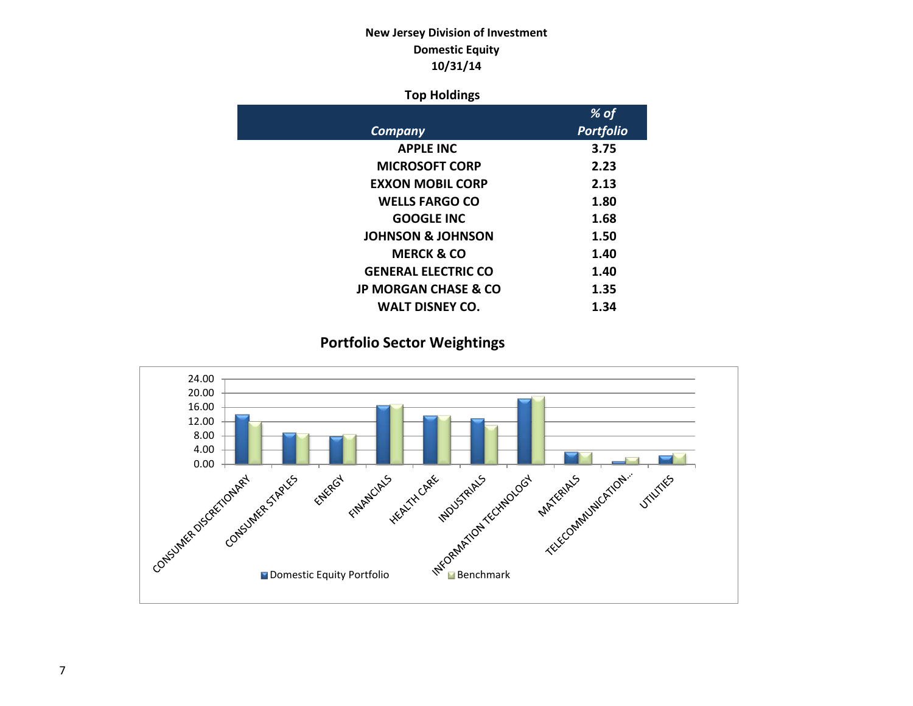**New Jersey Division of Investment**
**Domestic Equity**
**10/31/14**

**Top Holdings**

| *Company* | *% of Portfolio* |
|---|---|
| APPLE INC | 3.75 |
| MICROSOFT CORP | 2.23 |
| EXXON MOBIL CORP | 2.13 |
| WELLS FARGO CO | 1.80 |
| GOOGLE INC | 1.68 |
| JOHNSON & JOHNSON | 1.50 |
| MERCK & CO | 1.40 |
| GENERAL ELECTRIC CO | 1.40 |
| JP MORGAN CHASE & CO | 1.35 |
| WALT DISNEY CO. | 1.34 |

## Portfolio Sector Weightings

Sectors: CONSUMER DISCRETIONARY, CONSUMER STAPLES, ENERGY, FINANCIALS, HEALTH CARE, INDUSTRIALS, INFORMATION TECHNOLOGY, MATERIALS, TELECOMMUNICATION..., UTILITIES

Y-axis: 0.00, 4.00, 8.00, 12.00, 16.00, 20.00, 24.00

Legend: Domestic Equity Portfolio, Benchmark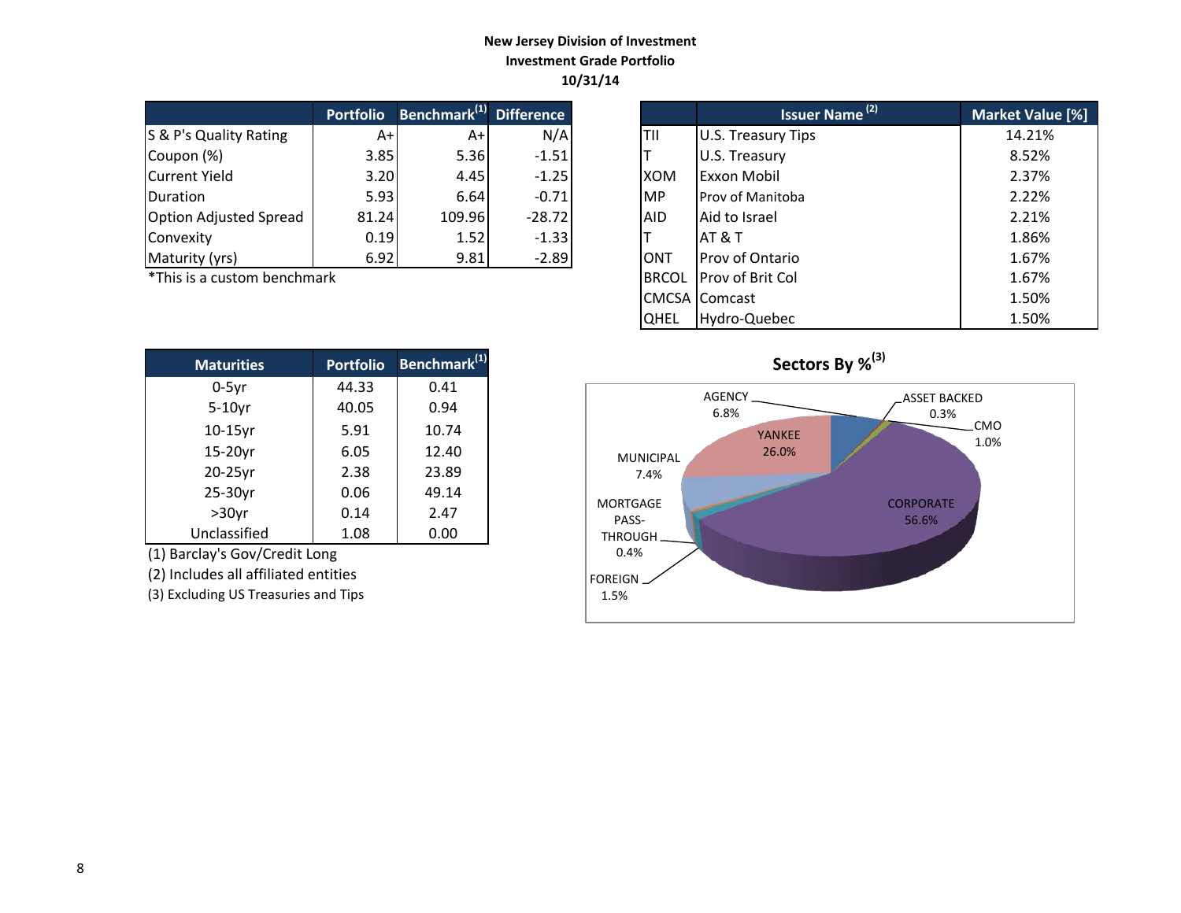**New Jersey Division of Investment**
**Investment Grade Portfolio**
**10/31/14**

| | Portfolio | Benchmark[(1)] | Difference |
|---|---|---|---|
| S & P's Quality Rating | A+ | A+ | N/A |
| Coupon (%) | 3.85 | 5.36 | -1.51 |
| Current Yield | 3.20 | 4.45 | -1.25 |
| Duration | 5.93 | 6.64 | -0.71 |
| Option Adjusted Spread | 81.24 | 109.96 | -28.72 |
| Convexity | 0.19 | 1.52 | -1.33 |
| Maturity (yrs) | 6.92 | 9.81 | -2.89 |

*This is a custom benchmark

| | Issuer Name [(2)] | Market Value [%] |
|---|---|---|
| TII | U.S. Treasury Tips | 14.21% |
| T | U.S. Treasury | 8.52% |
| XOM | Exxon Mobil | 2.37% |
| MP | Prov of Manitoba | 2.22% |
| AID | Aid to Israel | 2.21% |
| T | AT & T | 1.86% |
| ONT | Prov of Ontario | 1.67% |
| BRCOL | Prov of Brit Col | 1.67% |
| CMCSA | Comcast | 1.50% |
| QHEL | Hydro-Quebec | 1.50% |

| Maturities | Portfolio | Benchmark[(1)] |
|---|---|---|
| 0-5yr | 44.33 | 0.41 |
| 5-10yr | 40.05 | 0.94 |
| 10-15yr | 5.91 | 10.74 |
| 15-20yr | 6.05 | 12.40 |
| 20-25yr | 2.38 | 23.89 |
| 25-30yr | 0.06 | 49.14 |
| >30yr | 0.14 | 2.47 |
| Unclassified | 1.08 | 0.00 |

(1) Barclay's Gov/Credit Long

(2) Includes all affiliated entities

(3) Excluding US Treasuries and Tips

**Sectors By %[(3)]**

| Sector | % |
|---|---|
| Agency | 6.8% |
| Asset Backed | 0.3% |
| CMO | 1.0% |
| Corporate | 56.6% |
| Foreign | 1.5% |
| Mortgage Pass-Through | 0.4% |
| Municipal | 7.4% |
| Yankee | 26.0% |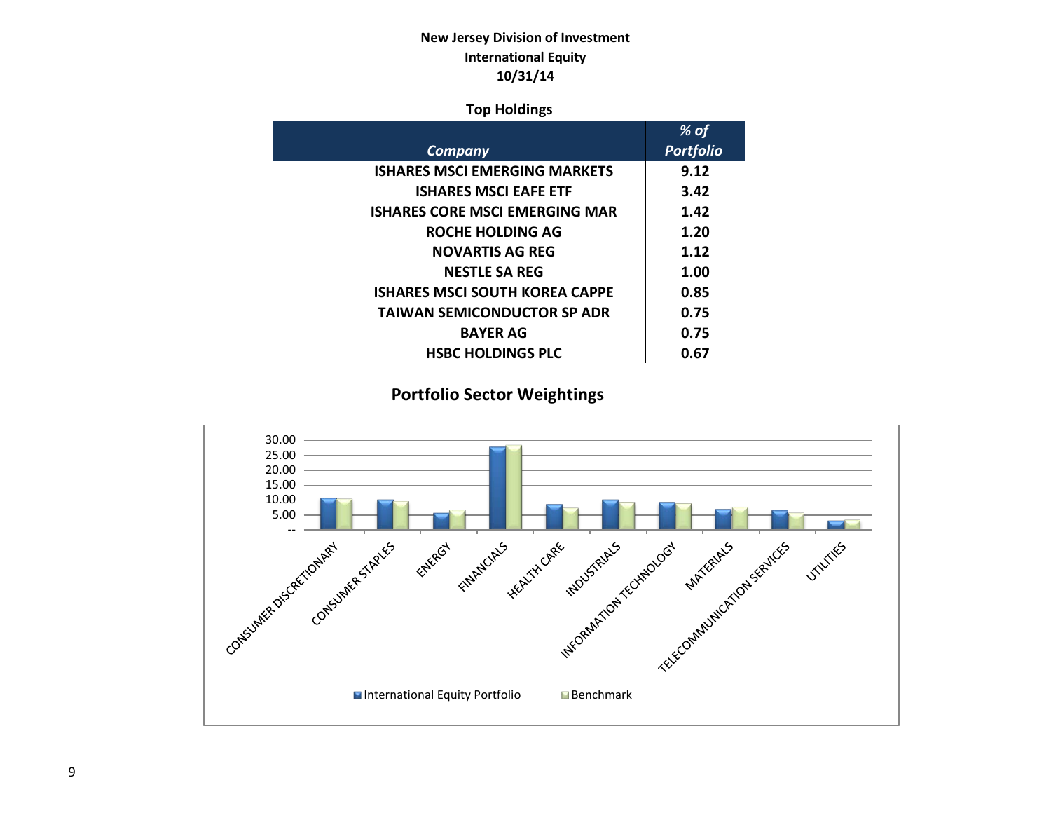**New Jersey Division of Investment**
**International Equity**
**10/31/14**

**Top Holdings**

| *Company* | *% of Portfolio* |
|---|---|
| ISHARES MSCI EMERGING MARKETS | 9.12 |
| ISHARES MSCI EAFE ETF | 3.42 |
| ISHARES CORE MSCI EMERGING MAR | 1.42 |
| ROCHE HOLDING AG | 1.20 |
| NOVARTIS AG REG | 1.12 |
| NESTLE SA REG | 1.00 |
| ISHARES MSCI SOUTH KOREA CAPPE | 0.85 |
| TAIWAN SEMICONDUCTOR SP ADR | 0.75 |
| BAYER AG | 0.75 |
| HSBC HOLDINGS PLC | 0.67 |

## Portfolio Sector Weightings

30.00
25.00
20.00
15.00
10.00
5.00
--

CONSUMER DISCRETIONARY, CONSUMER STAPLES, ENERGY, FINANCIALS, HEALTH CARE, INDUSTRIALS, INFORMATION TECHNOLOGY, MATERIALS, TELECOMMUNICATION SERVICES, UTILITIES

International Equity Portfolio   Benchmark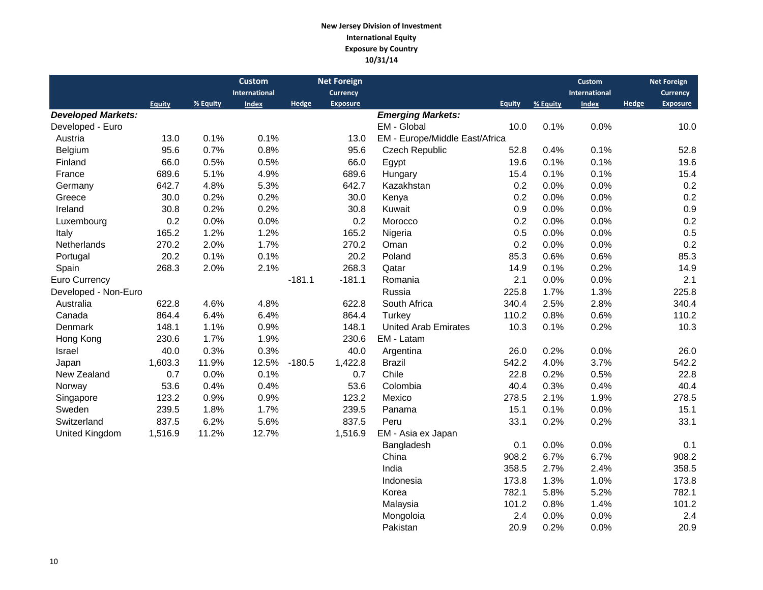**New Jersey Division of Investment**
**International Equity**
**Exposure by Country**
**10/31/14**

| | Equity | % Equity | Custom International Index | Hedge | Net Foreign Currency Exposure |
|---|---|---|---|---|---|
| ***Developed Markets:*** | | | | | |
| Developed - Euro | | | | | |
| Austria | 13.0 | 0.1% | 0.1% | | 13.0 |
| Belgium | 95.6 | 0.7% | 0.8% | | 95.6 |
| Finland | 66.0 | 0.5% | 0.5% | | 66.0 |
| France | 689.6 | 5.1% | 4.9% | | 689.6 |
| Germany | 642.7 | 4.8% | 5.3% | | 642.7 |
| Greece | 30.0 | 0.2% | 0.2% | | 30.0 |
| Ireland | 30.8 | 0.2% | 0.2% | | 30.8 |
| Luxembourg | 0.2 | 0.0% | 0.0% | | 0.2 |
| Italy | 165.2 | 1.2% | 1.2% | | 165.2 |
| Netherlands | 270.2 | 2.0% | 1.7% | | 270.2 |
| Portugal | 20.2 | 0.1% | 0.1% | | 20.2 |
| Spain | 268.3 | 2.0% | 2.1% | | 268.3 |
| Euro Currency | | | | -181.1 | -181.1 |
| Developed - Non-Euro | | | | | |
| Australia | 622.8 | 4.6% | 4.8% | | 622.8 |
| Canada | 864.4 | 6.4% | 6.4% | | 864.4 |
| Denmark | 148.1 | 1.1% | 0.9% | | 148.1 |
| Hong Kong | 230.6 | 1.7% | 1.9% | | 230.6 |
| Israel | 40.0 | 0.3% | 0.3% | | 40.0 |
| Japan | 1,603.3 | 11.9% | 12.5% | -180.5 | 1,422.8 |
| New Zealand | 0.7 | 0.0% | 0.1% | | 0.7 |
| Norway | 53.6 | 0.4% | 0.4% | | 53.6 |
| Singapore | 123.2 | 0.9% | 0.9% | | 123.2 |
| Sweden | 239.5 | 1.8% | 1.7% | | 239.5 |
| Switzerland | 837.5 | 6.2% | 5.6% | | 837.5 |
| United Kingdom | 1,516.9 | 11.2% | 12.7% | | 1,516.9 |

| | Equity | % Equity | Custom International Index | Hedge | Net Foreign Currency Exposure |
|---|---|---|---|---|---|
| ***Emerging Markets:*** | | | | | |
| EM - Global | 10.0 | 0.1% | 0.0% | | 10.0 |
| EM - Europe/Middle East/Africa | | | | | |
| Czech Republic | 52.8 | 0.4% | 0.1% | | 52.8 |
| Egypt | 19.6 | 0.1% | 0.1% | | 19.6 |
| Hungary | 15.4 | 0.1% | 0.1% | | 15.4 |
| Kazakhstan | 0.2 | 0.0% | 0.0% | | 0.2 |
| Kenya | 0.2 | 0.0% | 0.0% | | 0.2 |
| Kuwait | 0.9 | 0.0% | 0.0% | | 0.9 |
| Morocco | 0.2 | 0.0% | 0.0% | | 0.2 |
| Nigeria | 0.5 | 0.0% | 0.0% | | 0.5 |
| Oman | 0.2 | 0.0% | 0.0% | | 0.2 |
| Poland | 85.3 | 0.6% | 0.6% | | 85.3 |
| Qatar | 14.9 | 0.1% | 0.2% | | 14.9 |
| Romania | 2.1 | 0.0% | 0.0% | | 2.1 |
| Russia | 225.8 | 1.7% | 1.3% | | 225.8 |
| South Africa | 340.4 | 2.5% | 2.8% | | 340.4 |
| Turkey | 110.2 | 0.8% | 0.6% | | 110.2 |
| United Arab Emirates | 10.3 | 0.1% | 0.2% | | 10.3 |
| EM - Latam | | | | | |
| Argentina | 26.0 | 0.2% | 0.0% | | 26.0 |
| Brazil | 542.2 | 4.0% | 3.7% | | 542.2 |
| Chile | 22.8 | 0.2% | 0.5% | | 22.8 |
| Colombia | 40.4 | 0.3% | 0.4% | | 40.4 |
| Mexico | 278.5 | 2.1% | 1.9% | | 278.5 |
| Panama | 15.1 | 0.1% | 0.0% | | 15.1 |
| Peru | 33.1 | 0.2% | 0.2% | | 33.1 |
| EM - Asia ex Japan | | | | | |
| Bangladesh | 0.1 | 0.0% | 0.0% | | 0.1 |
| China | 908.2 | 6.7% | 6.7% | | 908.2 |
| India | 358.5 | 2.7% | 2.4% | | 358.5 |
| Indonesia | 173.8 | 1.3% | 1.0% | | 173.8 |
| Korea | 782.1 | 5.8% | 5.2% | | 782.1 |
| Malaysia | 101.2 | 0.8% | 1.4% | | 101.2 |
| Mongoloia | 2.4 | 0.0% | 0.0% | | 2.4 |
| Pakistan | 20.9 | 0.2% | 0.0% | | 20.9 |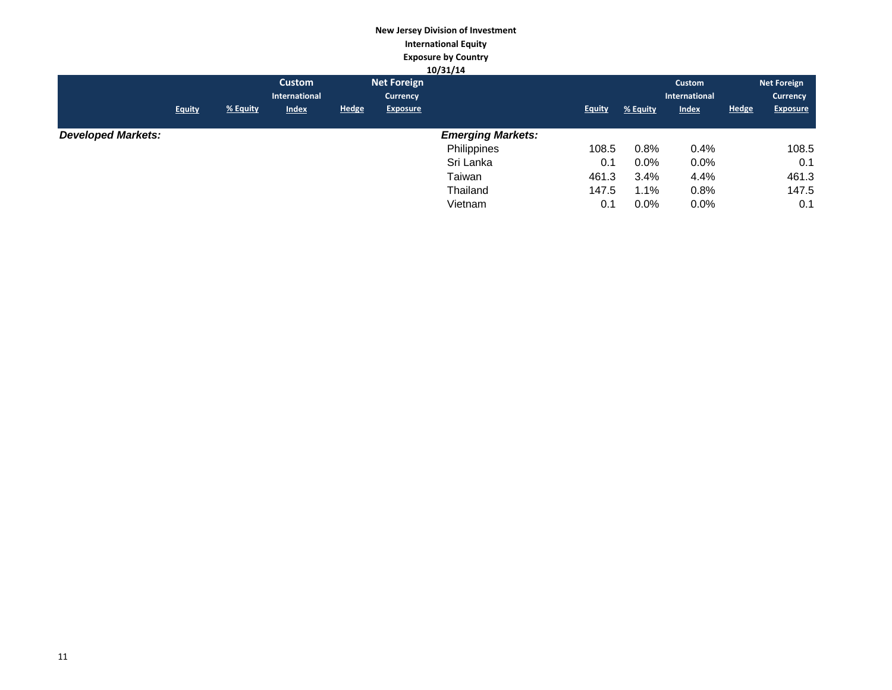**New Jersey Division of Investment**
**International Equity**
**Exposure by Country**
**10/31/14**

| | Equity | % Equity | Custom International Index | Hedge | Net Foreign Currency Exposure | | Equity | % Equity | Custom International Index | Hedge | Net Foreign Currency Exposure |
|---|---|---|---|---|---|---|---|---|---|---|---|
| ***Developed Markets:*** | | | | | | ***Emerging Markets:*** | | | | | |
| | | | | | | Philippines | 108.5 | 0.8% | 0.4% | | 108.5 |
| | | | | | | Sri Lanka | 0.1 | 0.0% | 0.0% | | 0.1 |
| | | | | | | Taiwan | 461.3 | 3.4% | 4.4% | | 461.3 |
| | | | | | | Thailand | 147.5 | 1.1% | 0.8% | | 147.5 |
| | | | | | | Vietnam | 0.1 | 0.0% | 0.0% | | 0.1 |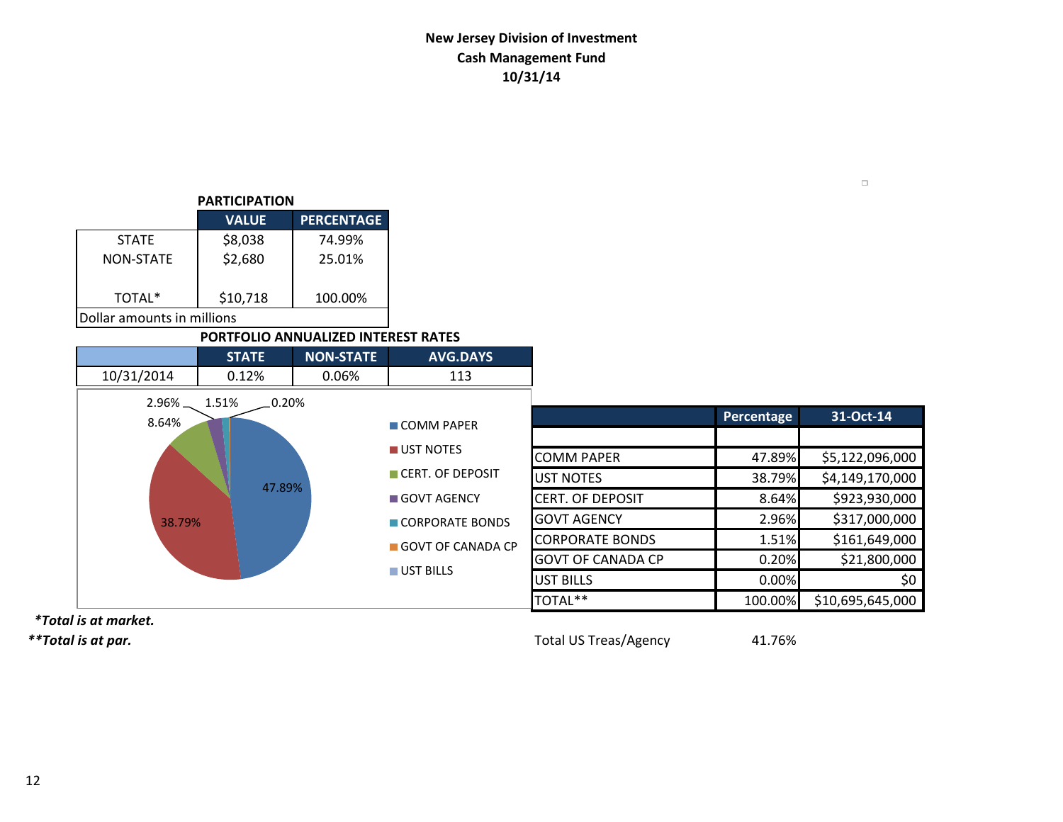**New Jersey Division of Investment**
**Cash Management Fund**
**10/31/14**

**PARTICIPATION**

| | VALUE | PERCENTAGE |
|---|---|---|
| STATE | $8,038 | 74.99% |
| NON-STATE | $2,680 | 25.01% |
| TOTAL* | $10,718 | 100.00% |

Dollar amounts in millions

**PORTFOLIO ANNUALIZED INTEREST RATES**

| | STATE | NON-STATE | AVG.DAYS |
|---|---|---|---|
| 10/31/2014 | 0.12% | 0.06% | 113 |

| | Percentage | 31-Oct-14 |
|---|---|---|
| COMM PAPER | 47.89% | $5,122,096,000 |
| UST NOTES | 38.79% | $4,149,170,000 |
| CERT. OF DEPOSIT | 8.64% | $923,930,000 |
| GOVT AGENCY | 2.96% | $317,000,000 |
| CORPORATE BONDS | 1.51% | $161,649,000 |
| GOVT OF CANADA CP | 0.20% | $21,800,000 |
| UST BILLS | 0.00% | $0 |
| TOTAL** | 100.00% | $10,695,645,000 |

Total US Treas/Agency 41.76%

***Total is at market.***
****Total is at par.***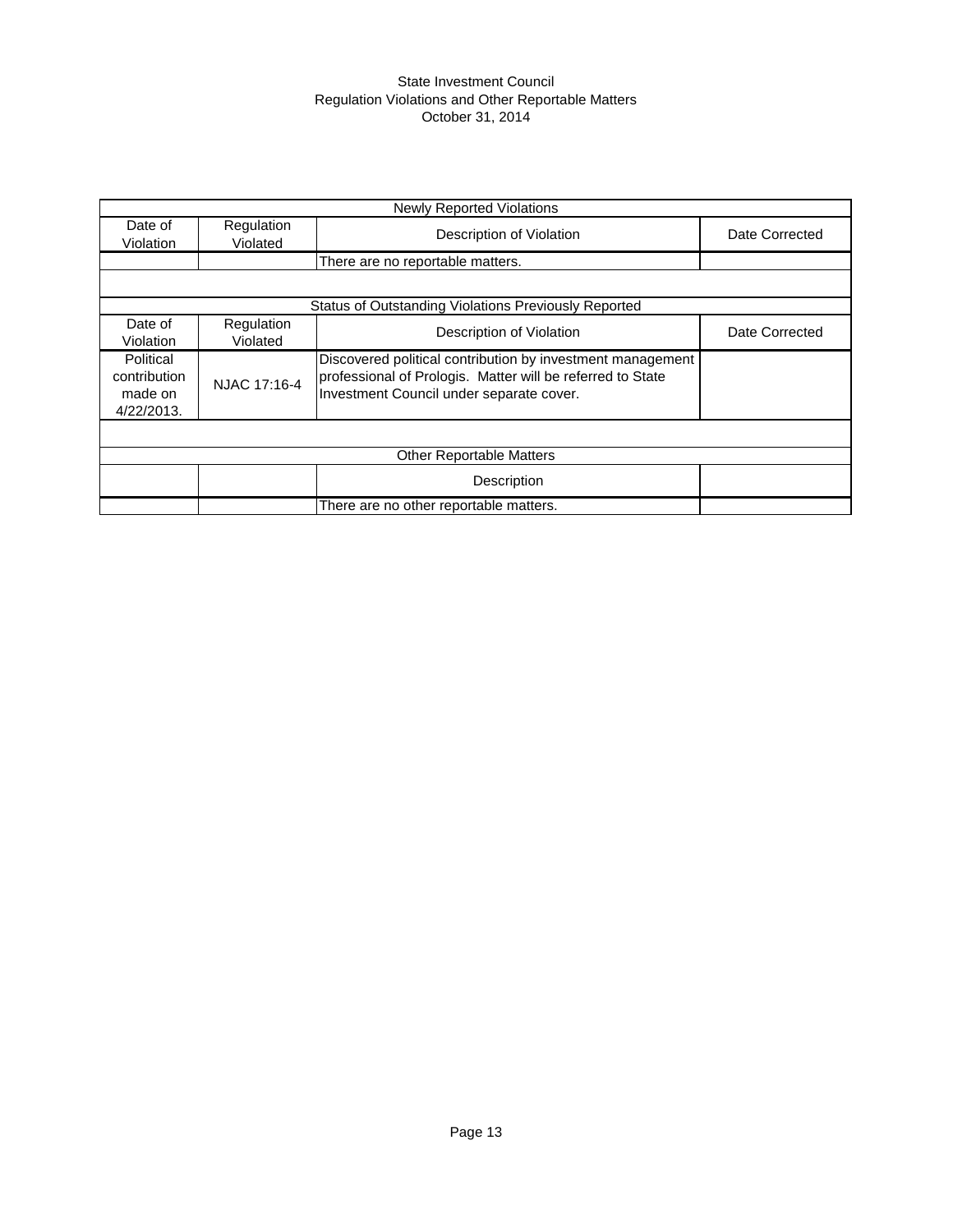State Investment Council
Regulation Violations and Other Reportable Matters
October 31, 2014

| Newly Reported Violations | | | |
|---|---|---|---|
| Date of Violation | Regulation Violated | Description of Violation | Date Corrected |
| | | There are no reportable matters. | |
| | | | |
| Status of Outstanding Violations Previously Reported | | | |
| Date of Violation | Regulation Violated | Description of Violation | Date Corrected |
| Political contribution made on 4/22/2013. | NJAC 17:16-4 | Discovered political contribution by investment management professional of Prologis. Matter will be referred to State Investment Council under separate cover. | |
| | | | |
| Other Reportable Matters | | | |
| | | Description | |
| | | There are no other reportable matters. | |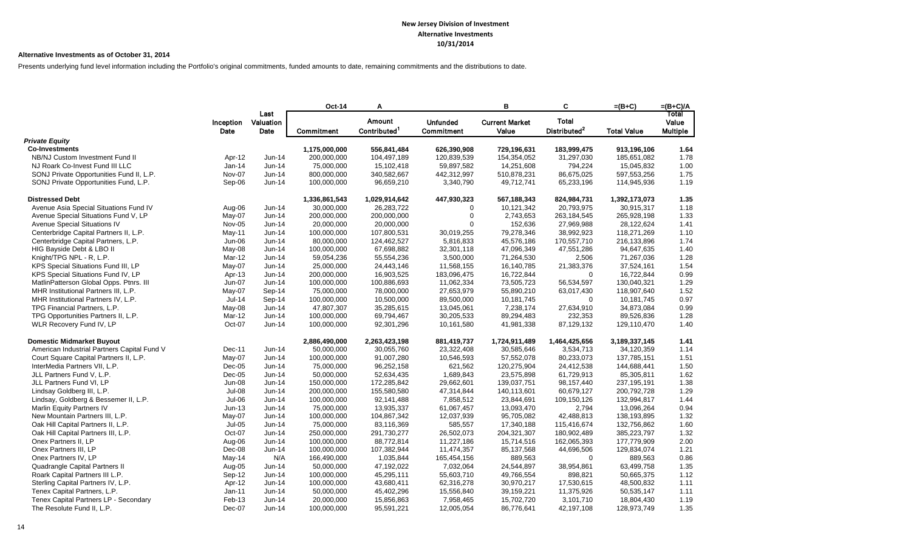**New Jersey Division of Investment**
**Alternative Investments**
**10/31/2014**

**Alternative Investments as of October 31, 2014**

Presents underlying fund level information including the Portfolio's original commitments, funded amounts to date, remaining commitments and the distributions to date.

| | Inception Date | Last Valuation Date | Oct-14 Commitment | A Amount Contributed[1] | Unfunded Commitment | B Current Market Value | C Total Distributed[2] | =(B+C) Total Value | =(B+C)/A Total Value Multiple |
|---|---|---|---|---|---|---|---|---|---|
| ***Private Equity*** | | | | | | | | | |
| **Co-Investments** | | | **1,175,000,000** | **556,841,484** | **626,390,908** | **729,196,631** | **183,999,475** | **913,196,106** | **1.64** |
| NB/NJ Custom Investment Fund II | Apr-12 | Jun-14 | 200,000,000 | 104,497,189 | 120,839,539 | 154,354,052 | 31,297,030 | 185,651,082 | 1.78 |
| NJ Roark Co-Invest Fund III LLC | Jan-14 | Jun-14 | 75,000,000 | 15,102,418 | 59,897,582 | 14,251,608 | 794,224 | 15,045,832 | 1.00 |
| SONJ Private Opportunities Fund II, L.P. | Nov-07 | Jun-14 | 800,000,000 | 340,582,667 | 442,312,997 | 510,878,231 | 86,675,025 | 597,553,256 | 1.75 |
| SONJ Private Opportunities Fund, L.P. | Sep-06 | Jun-14 | 100,000,000 | 96,659,210 | 3,340,790 | 49,712,741 | 65,233,196 | 114,945,936 | 1.19 |
| **Distressed Debt** | | | **1,336,861,543** | **1,029,914,642** | **447,930,323** | **567,188,343** | **824,984,731** | **1,392,173,073** | **1.35** |
| Avenue Asia Special Situations Fund IV | Aug-06 | Jun-14 | 30,000,000 | 26,283,722 | 0 | 10,121,342 | 20,793,975 | 30,915,317 | 1.18 |
| Avenue Special Situations Fund V, LP | May-07 | Jun-14 | 200,000,000 | 200,000,000 | 0 | 2,743,653 | 263,184,545 | 265,928,198 | 1.33 |
| Avenue Special Situations IV | Nov-05 | Jun-14 | 20,000,000 | 20,000,000 | 0 | 152,636 | 27,969,988 | 28,122,624 | 1.41 |
| Centerbridge Capital Partners II, L.P. | May-11 | Jun-14 | 100,000,000 | 107,800,531 | 30,019,255 | 79,278,346 | 38,992,923 | 118,271,269 | 1.10 |
| Centerbridge Capital Partners, L.P. | Jun-06 | Jun-14 | 80,000,000 | 124,462,527 | 5,816,833 | 45,576,186 | 170,557,710 | 216,133,896 | 1.74 |
| HIG Bayside Debt & LBO II | May-08 | Jun-14 | 100,000,000 | 67,698,882 | 32,301,118 | 47,096,349 | 47,551,286 | 94,647,635 | 1.40 |
| Knight/TPG NPL - R, L.P. | Mar-12 | Jun-14 | 59,054,236 | 55,554,236 | 3,500,000 | 71,264,530 | 2,506 | 71,267,036 | 1.28 |
| KPS Special Situations Fund III, LP | May-07 | Jun-14 | 25,000,000 | 24,443,146 | 11,568,155 | 16,140,785 | 21,383,376 | 37,524,161 | 1.54 |
| KPS Special Situations Fund IV, LP | Apr-13 | Jun-14 | 200,000,000 | 16,903,525 | 183,096,475 | 16,722,844 | 0 | 16,722,844 | 0.99 |
| MatlinPatterson Global Opps. Ptnrs. III | Jun-07 | Jun-14 | 100,000,000 | 100,886,693 | 11,062,334 | 73,505,723 | 56,534,597 | 130,040,321 | 1.29 |
| MHR Institutional Partners III, L.P. | May-07 | Sep-14 | 75,000,000 | 78,000,000 | 27,653,979 | 55,890,210 | 63,017,430 | 118,907,640 | 1.52 |
| MHR Institutional Partners IV, L.P. | Jul-14 | Sep-14 | 100,000,000 | 10,500,000 | 89,500,000 | 10,181,745 | 0 | 10,181,745 | 0.97 |
| TPG Financial Partners, L.P. | May-08 | Jun-14 | 47,807,307 | 35,285,615 | 13,045,061 | 7,238,174 | 27,634,910 | 34,873,084 | 0.99 |
| TPG Opportunities Partners II, L.P. | Mar-12 | Jun-14 | 100,000,000 | 69,794,467 | 30,205,533 | 89,294,483 | 232,353 | 89,526,836 | 1.28 |
| WLR Recovery Fund IV, LP | Oct-07 | Jun-14 | 100,000,000 | 92,301,296 | 10,161,580 | 41,981,338 | 87,129,132 | 129,110,470 | 1.40 |
| **Domestic Midmarket Buyout** | | | **2,886,490,000** | **2,263,423,198** | **881,419,737** | **1,724,911,489** | **1,464,425,656** | **3,189,337,145** | **1.41** |
| American Industrial Partners Capital Fund V | Dec-11 | Jun-14 | 50,000,000 | 30,055,760 | 23,322,408 | 30,585,646 | 3,534,713 | 34,120,359 | 1.14 |
| Court Square Capital Partners II, L.P. | May-07 | Jun-14 | 100,000,000 | 91,007,280 | 10,546,593 | 57,552,078 | 80,233,073 | 137,785,151 | 1.51 |
| InterMedia Partners VII, L.P. | Dec-05 | Jun-14 | 75,000,000 | 96,252,158 | 621,562 | 120,275,904 | 24,412,538 | 144,688,441 | 1.50 |
| JLL Partners Fund V, L.P. | Dec-05 | Jun-14 | 50,000,000 | 52,634,435 | 1,689,843 | 23,575,898 | 61,729,913 | 85,305,811 | 1.62 |
| JLL Partners Fund VI, LP | Jun-08 | Jun-14 | 150,000,000 | 172,285,842 | 29,662,601 | 139,037,751 | 98,157,440 | 237,195,191 | 1.38 |
| Lindsay Goldberg III, L.P. | Jul-08 | Jun-14 | 200,000,000 | 155,580,580 | 47,314,844 | 140,113,601 | 60,679,127 | 200,792,728 | 1.29 |
| Lindsay, Goldberg & Bessemer II, L.P. | Jul-06 | Jun-14 | 100,000,000 | 92,141,488 | 7,858,512 | 23,844,691 | 109,150,126 | 132,994,817 | 1.44 |
| Marlin Equity Partners IV | Jun-13 | Jun-14 | 75,000,000 | 13,935,337 | 61,067,457 | 13,093,470 | 2,794 | 13,096,264 | 0.94 |
| New Mountain Partners III, L.P. | May-07 | Jun-14 | 100,000,000 | 104,867,342 | 12,037,939 | 95,705,082 | 42,488,813 | 138,193,895 | 1.32 |
| Oak Hill Capital Partners II, L.P. | Jul-05 | Jun-14 | 75,000,000 | 83,116,369 | 585,557 | 17,340,188 | 115,416,674 | 132,756,862 | 1.60 |
| Oak Hill Capital Partners III, L.P. | Oct-07 | Jun-14 | 250,000,000 | 291,730,277 | 26,502,073 | 204,321,307 | 180,902,489 | 385,223,797 | 1.32 |
| Onex Partners II, LP | Aug-06 | Jun-14 | 100,000,000 | 88,772,814 | 11,227,186 | 15,714,516 | 162,065,393 | 177,779,909 | 2.00 |
| Onex Partners III, LP | Dec-08 | Jun-14 | 100,000,000 | 107,382,944 | 11,474,357 | 85,137,568 | 44,696,506 | 129,834,074 | 1.21 |
| Onex Partners IV, LP | May-14 | N/A | 166,490,000 | 1,035,844 | 165,454,156 | 889,563 | 0 | 889,563 | 0.86 |
| Quadrangle Capital Partners II | Aug-05 | Jun-14 | 50,000,000 | 47,192,022 | 7,032,064 | 24,544,897 | 38,954,861 | 63,499,758 | 1.35 |
| Roark Capital Partners III L.P. | Sep-12 | Jun-14 | 100,000,000 | 45,295,111 | 55,603,710 | 49,766,554 | 898,821 | 50,665,375 | 1.12 |
| Sterling Capital Partners IV, L.P. | Apr-12 | Jun-14 | 100,000,000 | 43,680,411 | 62,316,278 | 30,970,217 | 17,530,615 | 48,500,832 | 1.11 |
| Tenex Capital Partners, L.P. | Jan-11 | Jun-14 | 50,000,000 | 45,402,296 | 15,556,840 | 39,159,221 | 11,375,926 | 50,535,147 | 1.11 |
| Tenex Capital Partners LP - Secondary | Feb-13 | Jun-14 | 20,000,000 | 15,856,863 | 7,958,465 | 15,702,720 | 3,101,710 | 18,804,430 | 1.19 |
| The Resolute Fund II, L.P. | Dec-07 | Jun-14 | 100,000,000 | 95,591,221 | 12,005,054 | 86,776,641 | 42,197,108 | 128,973,749 | 1.35 |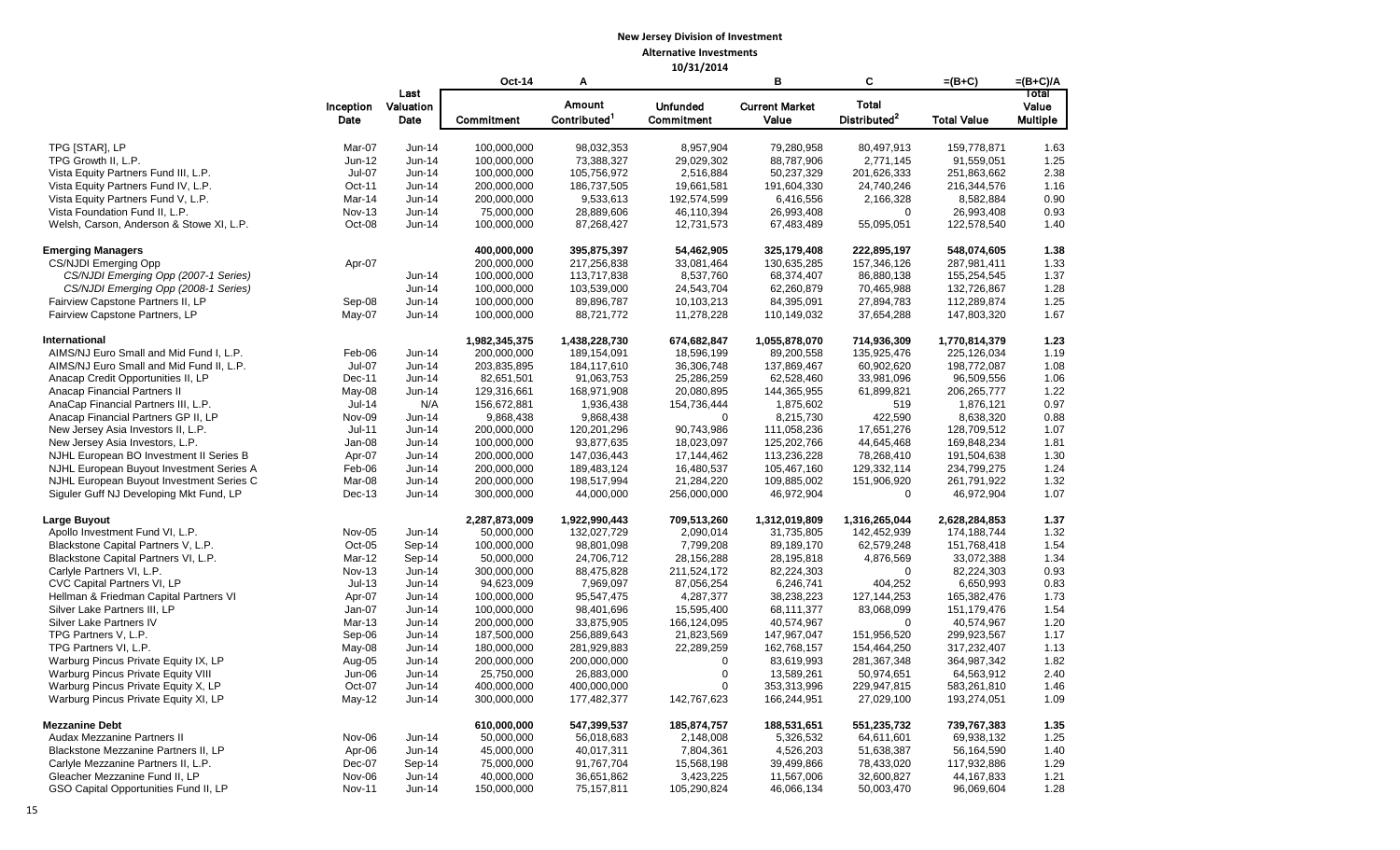**New Jersey Division of Investment**

**Alternative Investments**

**10/31/2014**

| | Inception Date | Last Valuation Date | Oct-14 Commitment | A Amount Contributed[1] | Unfunded Commitment | B Current Market Value | C Total Distributed[2] | =(B+C) Total Value | =(B+C)/A Total Value Multiple |
|---|---|---|---|---|---|---|---|---|---|
| TPG [STAR], LP | Mar-07 | Jun-14 | 100,000,000 | 98,032,353 | 8,957,904 | 79,280,958 | 80,497,913 | 159,778,871 | 1.63 |
| TPG Growth II, L.P. | Jun-12 | Jun-14 | 100,000,000 | 73,388,327 | 29,029,302 | 88,787,906 | 2,771,145 | 91,559,051 | 1.25 |
| Vista Equity Partners Fund III, L.P. | Jul-07 | Jun-14 | 100,000,000 | 105,756,972 | 2,516,884 | 50,237,329 | 201,626,333 | 251,863,662 | 2.38 |
| Vista Equity Partners Fund IV, L.P. | Oct-11 | Jun-14 | 200,000,000 | 186,737,505 | 19,661,581 | 191,604,330 | 24,740,246 | 216,344,576 | 1.16 |
| Vista Equity Partners Fund V, L.P. | Mar-14 | Jun-14 | 200,000,000 | 9,533,613 | 192,574,599 | 6,416,556 | 2,166,328 | 8,582,884 | 0.90 |
| Vista Foundation Fund II, L.P. | Nov-13 | Jun-14 | 75,000,000 | 28,889,606 | 46,110,394 | 26,993,408 | 0 | 26,993,408 | 0.93 |
| Welsh, Carson, Anderson & Stowe XI, L.P. | Oct-08 | Jun-14 | 100,000,000 | 87,268,427 | 12,731,573 | 67,483,489 | 55,095,051 | 122,578,540 | 1.40 |
| **Emerging Managers** | | | **400,000,000** | **395,875,397** | **54,462,905** | **325,179,408** | **222,895,197** | **548,074,605** | **1.38** |
| CS/NJDI Emerging Opp | Apr-07 | | 200,000,000 | 217,256,838 | 33,081,464 | 130,635,285 | 157,346,126 | 287,981,411 | 1.33 |
| *CS/NJDI Emerging Opp (2007-1 Series)* | | Jun-14 | 100,000,000 | 113,717,838 | 8,537,760 | 68,374,407 | 86,880,138 | 155,254,545 | 1.37 |
| *CS/NJDI Emerging Opp (2008-1 Series)* | | Jun-14 | 100,000,000 | 103,539,000 | 24,543,704 | 62,260,879 | 70,465,988 | 132,726,867 | 1.28 |
| Fairview Capstone Partners II, LP | Sep-08 | Jun-14 | 100,000,000 | 89,896,787 | 10,103,213 | 84,395,091 | 27,894,783 | 112,289,874 | 1.25 |
| Fairview Capstone Partners, LP | May-07 | Jun-14 | 100,000,000 | 88,721,772 | 11,278,228 | 110,149,032 | 37,654,288 | 147,803,320 | 1.67 |
| **International** | | | **1,982,345,375** | **1,438,228,730** | **674,682,847** | **1,055,878,070** | **714,936,309** | **1,770,814,379** | **1.23** |
| AIMS/NJ Euro Small and Mid Fund I, L.P. | Feb-06 | Jun-14 | 200,000,000 | 189,154,091 | 18,596,199 | 89,200,558 | 135,925,476 | 225,126,034 | 1.19 |
| AIMS/NJ Euro Small and Mid Fund II, L.P. | Jul-07 | Jun-14 | 203,835,895 | 184,117,610 | 36,306,748 | 137,869,467 | 60,902,620 | 198,772,087 | 1.08 |
| Anacap Credit Opportunities II, LP | Dec-11 | Jun-14 | 82,651,501 | 91,063,753 | 25,286,259 | 62,528,460 | 33,981,096 | 96,509,556 | 1.06 |
| Anacap Financial Partners II | May-08 | Jun-14 | 129,316,661 | 168,971,908 | 20,080,895 | 144,365,955 | 61,899,821 | 206,265,777 | 1.22 |
| AnaCap Financial Partners III, L.P. | Jul-14 | N/A | 156,672,881 | 1,936,438 | 154,736,444 | 1,875,602 | 519 | 1,876,121 | 0.97 |
| Anacap Financial Partners GP II, LP | Nov-09 | Jun-14 | 9,868,438 | 9,868,438 | 0 | 8,215,730 | 422,590 | 8,638,320 | 0.88 |
| New Jersey Asia Investors II, L.P. | Jul-11 | Jun-14 | 200,000,000 | 120,201,296 | 90,743,986 | 111,058,236 | 17,651,276 | 128,709,512 | 1.07 |
| New Jersey Asia Investors, L.P. | Jan-08 | Jun-14 | 100,000,000 | 93,877,635 | 18,023,097 | 125,202,766 | 44,645,468 | 169,848,234 | 1.81 |
| NJHL European BO Investment II Series B | Apr-07 | Jun-14 | 200,000,000 | 147,036,443 | 17,144,462 | 113,236,228 | 78,268,410 | 191,504,638 | 1.30 |
| NJHL European Buyout Investment Series A | Feb-06 | Jun-14 | 200,000,000 | 189,483,124 | 16,480,537 | 105,467,160 | 129,332,114 | 234,799,275 | 1.24 |
| NJHL European Buyout Investment Series C | Mar-08 | Jun-14 | 200,000,000 | 198,517,994 | 21,284,220 | 109,885,002 | 151,906,920 | 261,791,922 | 1.32 |
| Siguler Guff NJ Developing Mkt Fund, LP | Dec-13 | Jun-14 | 300,000,000 | 44,000,000 | 256,000,000 | 46,972,904 | 0 | 46,972,904 | 1.07 |
| **Large Buyout** | | | **2,287,873,009** | **1,922,990,443** | **709,513,260** | **1,312,019,809** | **1,316,265,044** | **2,628,284,853** | **1.37** |
| Apollo Investment Fund VI, L.P. | Nov-05 | Jun-14 | 50,000,000 | 132,027,729 | 2,090,014 | 31,735,805 | 142,452,939 | 174,188,744 | 1.32 |
| Blackstone Capital Partners V, L.P. | Oct-05 | Sep-14 | 100,000,000 | 98,801,098 | 7,799,208 | 89,189,170 | 62,579,248 | 151,768,418 | 1.54 |
| Blackstone Capital Partners VI, L.P. | Mar-12 | Sep-14 | 50,000,000 | 24,706,712 | 28,156,288 | 28,195,818 | 4,876,569 | 33,072,388 | 1.34 |
| Carlyle Partners VI, L.P. | Nov-13 | Jun-14 | 300,000,000 | 88,475,828 | 211,524,172 | 82,224,303 | 0 | 82,224,303 | 0.93 |
| CVC Capital Partners VI, LP | Jul-13 | Jun-14 | 94,623,009 | 7,969,097 | 87,056,254 | 6,246,741 | 404,252 | 6,650,993 | 0.83 |
| Hellman & Friedman Capital Partners VI | Apr-07 | Jun-14 | 100,000,000 | 95,547,475 | 4,287,377 | 38,238,223 | 127,144,253 | 165,382,476 | 1.73 |
| Silver Lake Partners III, LP | Jan-07 | Jun-14 | 100,000,000 | 98,401,696 | 15,595,400 | 68,111,377 | 83,068,099 | 151,179,476 | 1.54 |
| Silver Lake Partners IV | Mar-13 | Jun-14 | 200,000,000 | 33,875,905 | 166,124,095 | 40,574,967 | 0 | 40,574,967 | 1.20 |
| TPG Partners V, L.P. | Sep-06 | Jun-14 | 187,500,000 | 256,889,643 | 21,823,569 | 147,967,047 | 151,956,520 | 299,923,567 | 1.17 |
| TPG Partners VI, L.P. | May-08 | Jun-14 | 180,000,000 | 281,929,883 | 22,289,259 | 162,768,157 | 154,464,250 | 317,232,407 | 1.13 |
| Warburg Pincus Private Equity IX, LP | Aug-05 | Jun-14 | 200,000,000 | 200,000,000 | 0 | 83,619,993 | 281,367,348 | 364,987,342 | 1.82 |
| Warburg Pincus Private Equity VIII | Jun-06 | Jun-14 | 25,750,000 | 26,883,000 | 0 | 13,589,261 | 50,974,651 | 64,563,912 | 2.40 |
| Warburg Pincus Private Equity X, LP | Oct-07 | Jun-14 | 400,000,000 | 400,000,000 | 0 | 353,313,996 | 229,947,815 | 583,261,810 | 1.46 |
| Warburg Pincus Private Equity XI, LP | May-12 | Jun-14 | 300,000,000 | 177,482,377 | 142,767,623 | 166,244,951 | 27,029,100 | 193,274,051 | 1.09 |
| **Mezzanine Debt** | | | **610,000,000** | **547,399,537** | **185,874,757** | **188,531,651** | **551,235,732** | **739,767,383** | **1.35** |
| Audax Mezzanine Partners II | Nov-06 | Jun-14 | 50,000,000 | 56,018,683 | 2,148,008 | 5,326,532 | 64,611,601 | 69,938,132 | 1.25 |
| Blackstone Mezzanine Partners II, LP | Apr-06 | Jun-14 | 45,000,000 | 40,017,311 | 7,804,361 | 4,526,203 | 51,638,387 | 56,164,590 | 1.40 |
| Carlyle Mezzanine Partners II, L.P. | Dec-07 | Sep-14 | 75,000,000 | 91,767,704 | 15,568,198 | 39,499,866 | 78,433,020 | 117,932,886 | 1.29 |
| Gleacher Mezzanine Fund II, LP | Nov-06 | Jun-14 | 40,000,000 | 36,651,862 | 3,423,225 | 11,567,006 | 32,600,827 | 44,167,833 | 1.21 |
| GSO Capital Opportunities Fund II, LP | Nov-11 | Jun-14 | 150,000,000 | 75,157,811 | 105,290,824 | 46,066,134 | 50,003,470 | 96,069,604 | 1.28 |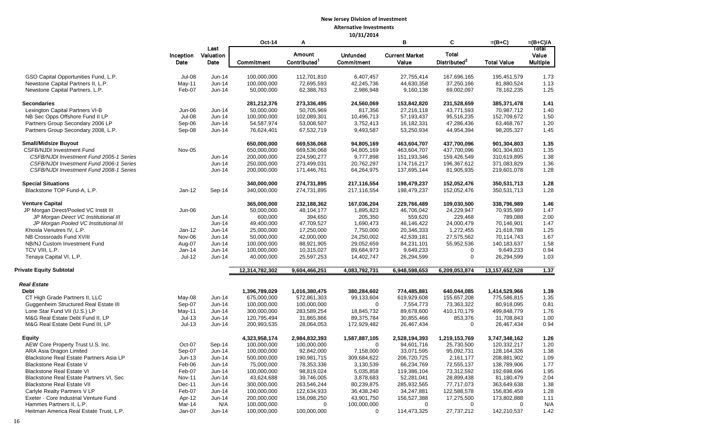**New Jersey Division of Investment**

**Alternative Investments**

**10/31/2014**

| | Inception Date | Last Valuation Date | Oct-14 Commitment | A Amount Contributed[1] | Unfunded Commitment | B Current Market Value | C Total Distributed[2] | =(B+C) Total Value | =(B+C)/A Total Value Multiple |
|---|---|---|---|---|---|---|---|---|---|
| GSO Capital Opportunities Fund, L.P. | Jul-08 | Jun-14 | 100,000,000 | 112,701,810 | 6,407,457 | 27,755,414 | 167,696,165 | 195,451,579 | 1.73 |
| Newstone Capital Partners II, L.P. | May-11 | Jun-14 | 100,000,000 | 72,695,593 | 42,245,736 | 44,630,358 | 37,250,166 | 81,880,524 | 1.13 |
| Newstone Capital Partners, L.P. | Feb-07 | Jun-14 | 50,000,000 | 62,388,763 | 2,986,948 | 9,160,138 | 69,002,097 | 78,162,235 | 1.25 |
| **Secondaries** | | | **281,212,376** | **273,336,495** | **24,560,069** | **153,842,820** | **231,528,659** | **385,371,478** | **1.41** |
| Lexington Capital Partners VI-B | Jun-06 | Jun-14 | 50,000,000 | 50,705,969 | 817,356 | 27,216,118 | 43,771,593 | 70,987,712 | 1.40 |
| NB Sec Opps Offshore Fund II LP | Jul-08 | Jun-14 | 100,000,000 | 102,089,301 | 10,496,713 | 57,193,437 | 95,516,235 | 152,709,672 | 1.50 |
| Partners Group Secondary 2006 LP | Sep-06 | Jun-14 | 54,587,974 | 53,008,507 | 3,752,413 | 16,182,331 | 47,286,436 | 63,468,767 | 1.20 |
| Partners Group Secondary 2008, L.P. | Sep-08 | Jun-14 | 76,624,401 | 67,532,719 | 9,493,587 | 53,250,934 | 44,954,394 | 98,205,327 | 1.45 |
| **Small/Midsize Buyout** | | | **650,000,000** | **669,536,068** | **94,805,169** | **463,604,707** | **437,700,096** | **901,304,803** | **1.35** |
| CSFB/NJDI Investment Fund | Nov-05 | | 650,000,000 | 669,536,068 | 94,805,169 | 463,604,707 | 437,700,096 | 901,304,803 | 1.35 |
| *CSFB/NJDI Investment Fund 2005-1 Series* | | Jun-14 | 200,000,000 | 224,590,277 | 9,777,898 | 151,193,346 | 159,426,549 | 310,619,895 | 1.38 |
| *CSFB/NJDI Investment Fund 2006-1 Series* | | Jun-14 | 250,000,000 | 273,499,031 | 20,762,297 | 174,716,217 | 196,367,612 | 371,083,829 | 1.36 |
| *CSFB/NJDI Investment Fund 2008-1 Series* | | Jun-14 | 200,000,000 | 171,446,761 | 64,264,975 | 137,695,144 | 81,905,935 | 219,601,078 | 1.28 |
| **Special Situations** | | | **340,000,000** | **274,731,895** | **217,116,554** | **198,479,237** | **152,052,476** | **350,531,713** | **1.28** |
| Blackstone TOP Fund-A, L.P. | Jan-12 | Sep-14 | 340,000,000 | 274,731,895 | 217,116,554 | 198,479,237 | 152,052,476 | 350,531,713 | 1.28 |
| **Venture Capital** | | | **365,000,000** | **232,188,362** | **167,036,204** | **229,766,489** | **109,030,500** | **338,796,989** | **1.46** |
| JP Morgan Direct/Pooled VC Instit III | Jun-06 | | 50,000,000 | 48,104,177 | 1,895,823 | 46,706,042 | 24,229,947 | 70,935,989 | 1.47 |
| *JP Morgan Direct VC Institutional III* | | Jun-14 | 600,000 | 394,650 | 205,350 | 559,620 | 229,468 | 789,088 | 2.00 |
| *JP Morgan Pooled VC Institutional III* | | Jun-14 | 49,400,000 | 47,709,527 | 1,690,473 | 46,146,422 | 24,000,479 | 70,146,901 | 1.47 |
| Khosla Venutres IV, L.P. | Jan-12 | Jun-14 | 25,000,000 | 17,250,000 | 7,750,000 | 20,346,333 | 1,272,455 | 21,618,788 | 1.25 |
| NB Crossroads Fund XVIII | Nov-06 | Jun-14 | 50,000,000 | 42,000,000 | 24,250,002 | 42,539,181 | 27,575,562 | 70,114,743 | 1.67 |
| NB/NJ Custom Investment Fund | Aug-07 | Jun-14 | 100,000,000 | 88,921,905 | 29,052,659 | 84,231,101 | 55,952,536 | 140,183,637 | 1.58 |
| TCV VIII, L.P. | Jan-14 | Jun-14 | 100,000,000 | 10,315,027 | 89,684,973 | 9,649,233 | 0 | 9,649,233 | 0.94 |
| Tenaya Capital VI, L.P. | Jul-12 | Jun-14 | 40,000,000 | 25,597,253 | 14,402,747 | 26,294,599 | 0 | 26,294,599 | 1.03 |
| **Private Equity Subtotal** | | | **12,314,782,302** | **9,604,466,251** | **4,083,792,731** | **6,948,598,653** | **6,209,053,874** | **13,157,652,528** | **1.37** |
| ***Real Estate*** | | | | | | | | | |
| **Debt** | | | **1,396,789,029** | **1,016,380,475** | **380,284,602** | **774,485,881** | **640,044,085** | **1,414,529,966** | **1.39** |
| CT High Grade Partners II, LLC | May-08 | Jun-14 | 675,000,000 | 572,861,303 | 99,133,604 | 619,929,608 | 155,657,208 | 775,586,815 | 1.35 |
| Guggenheim Structured Real Estate III | Sep-07 | Jun-14 | 100,000,000 | 100,000,000 | 0 | 7,554,773 | 73,363,322 | 80,918,095 | 0.81 |
| Lone Star Fund VII (U.S.) LP | May-11 | Jun-14 | 300,000,000 | 283,589,254 | 18,845,732 | 89,678,600 | 410,170,179 | 499,848,779 | 1.76 |
| M&G Real Estate Debt Fund II, LP | Jul-13 | Jun-14 | 120,795,494 | 31,865,866 | 89,375,784 | 30,855,466 | 853,376 | 31,708,843 | 1.00 |
| M&G Real Estate Debt Fund III, LP | Jul-13 | Jun-14 | 200,993,535 | 28,064,053 | 172,929,482 | 26,467,434 | 0 | 26,467,434 | 0.94 |
| **Equity** | | | **4,323,958,174** | **2,984,832,393** | **1,587,887,105** | **2,528,194,393** | **1,219,153,769** | **3,747,348,162** | **1.26** |
| AEW Core Property Trust U.S. Inc. | Oct-07 | Sep-14 | 100,000,000 | 100,000,000 | 0 | 94,601,716 | 25,730,500 | 120,332,217 | 1.20 |
| ARA Asia Dragon Limited | Sep-07 | Jun-14 | 100,000,000 | 92,842,000 | 7,158,000 | 33,071,595 | 95,092,731 | 128,164,326 | 1.38 |
| Blackstone Real Estate Partners Asia LP | Jun-13 | Jun-14 | 500,000,000 | 190,981,715 | 309,684,622 | 206,720,725 | 2,161,177 | 208,881,902 | 1.09 |
| Blackstone Real Estate V | Feb-06 | Jun-14 | 75,000,000 | 78,353,336 | 3,130,539 | 66,234,769 | 72,555,137 | 138,789,906 | 1.77 |
| Blackstone Real Estate VI | Feb-07 | Jun-14 | 100,000,000 | 98,819,024 | 5,035,858 | 119,386,104 | 73,312,592 | 192,698,696 | 1.95 |
| Blackstone Real Estate Partners VI, Sec | Nov-11 | Jun-14 | 43,624,688 | 39,746,005 | 3,878,683 | 52,281,041 | 28,899,438 | 81,180,479 | 2.04 |
| Blackstone Real Estate VII | Dec-11 | Jun-14 | 300,000,000 | 263,546,244 | 80,239,875 | 285,932,565 | 77,717,073 | 363,649,638 | 1.38 |
| Carlyle Realty Partners V LP | Feb-07 | Jun-14 | 100,000,000 | 122,634,933 | 36,438,240 | 34,247,881 | 122,588,578 | 156,836,459 | 1.28 |
| Exeter - Core Industrial Venture Fund | Apr-12 | Jun-14 | 200,000,000 | 156,098,250 | 43,901,750 | 156,527,388 | 17,275,500 | 173,802,888 | 1.11 |
| Hammes Partners II, L.P. | Mar-14 | N/A | 100,000,000 | 0 | 100,000,000 | 0 | 0 | 0 | N/A |
| Heitman America Real Estate Trust, L.P. | Jan-07 | Jun-14 | 100,000,000 | 100,000,000 | 0 | 114,473,325 | 27,737,212 | 142,210,537 | 1.42 |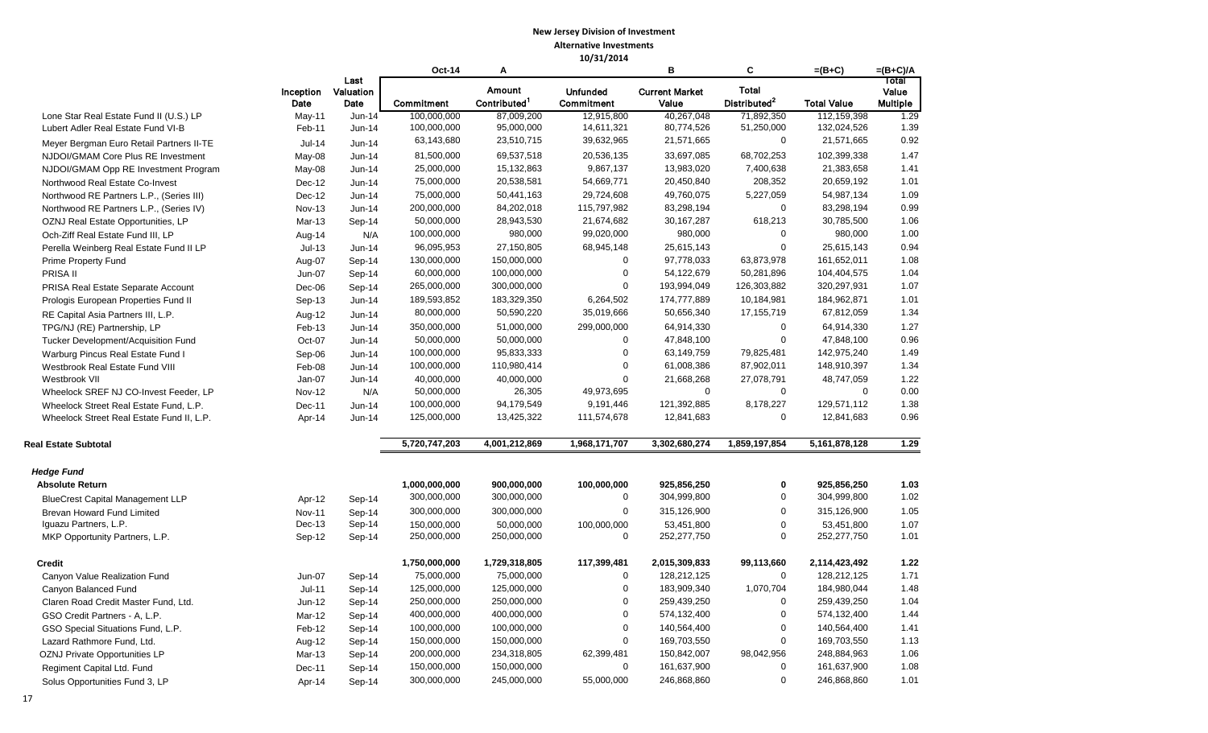**New Jersey Division of Investment**
**Alternative Investments**
**10/31/2014**

| | | | Oct-14 | A | | B | C | =(B+C) | =(B+C)/A |
|---|---|---|---|---|---|---|---|---|---|
| | Inception Date | Last Valuation Date | Commitment | Amount Contributed[1] | Unfunded Commitment | Current Market Value | Total Distributed[2] | Total Value | Total Value Multiple |
| Lone Star Real Estate Fund II (U.S.) LP | May-11 | Jun-14 | 100,000,000 | 87,009,200 | 12,915,800 | 40,267,048 | 71,892,350 | 112,159,398 | 1.29 |
| Lubert Adler Real Estate Fund VI-B | Feb-11 | Jun-14 | 100,000,000 | 95,000,000 | 14,611,321 | 80,774,526 | 51,250,000 | 132,024,526 | 1.39 |
| Meyer Bergman Euro Retail Partners II-TE | Jul-14 | Jun-14 | 63,143,680 | 23,510,715 | 39,632,965 | 21,571,665 | 0 | 21,571,665 | 0.92 |
| NJDOI/GMAM Core Plus RE Investment | May-08 | Jun-14 | 81,500,000 | 69,537,518 | 20,536,135 | 33,697,085 | 68,702,253 | 102,399,338 | 1.47 |
| NJDOI/GMAM Opp RE Investment Program | May-08 | Jun-14 | 25,000,000 | 15,132,863 | 9,867,137 | 13,983,020 | 7,400,638 | 21,383,658 | 1.41 |
| Northwood Real Estate Co-Invest | Dec-12 | Jun-14 | 75,000,000 | 20,538,581 | 54,669,771 | 20,450,840 | 208,352 | 20,659,192 | 1.01 |
| Northwood RE Partners L.P., (Series III) | Dec-12 | Jun-14 | 75,000,000 | 50,441,163 | 29,724,608 | 49,760,075 | 5,227,059 | 54,987,134 | 1.09 |
| Northwood RE Partners L.P., (Series IV) | Nov-13 | Jun-14 | 200,000,000 | 84,202,018 | 115,797,982 | 83,298,194 | 0 | 83,298,194 | 0.99 |
| OZNJ Real Estate Opportunities, LP | Mar-13 | Sep-14 | 50,000,000 | 28,943,530 | 21,674,682 | 30,167,287 | 618,213 | 30,785,500 | 1.06 |
| Och-Ziff Real Estate Fund III, LP | Aug-14 | N/A | 100,000,000 | 980,000 | 99,020,000 | 980,000 | 0 | 980,000 | 1.00 |
| Perella Weinberg Real Estate Fund II LP | Jul-13 | Jun-14 | 96,095,953 | 27,150,805 | 68,945,148 | 25,615,143 | 0 | 25,615,143 | 0.94 |
| Prime Property Fund | Aug-07 | Sep-14 | 130,000,000 | 150,000,000 | 0 | 97,778,033 | 63,873,978 | 161,652,011 | 1.08 |
| PRISA II | Jun-07 | Sep-14 | 60,000,000 | 100,000,000 | 0 | 54,122,679 | 50,281,896 | 104,404,575 | 1.04 |
| PRISA Real Estate Separate Account | Dec-06 | Sep-14 | 265,000,000 | 300,000,000 | 0 | 193,994,049 | 126,303,882 | 320,297,931 | 1.07 |
| Prologis European Properties Fund II | Sep-13 | Jun-14 | 189,593,852 | 183,329,350 | 6,264,502 | 174,777,889 | 10,184,981 | 184,962,871 | 1.01 |
| RE Capital Asia Partners III, L.P. | Aug-12 | Jun-14 | 80,000,000 | 50,590,220 | 35,019,666 | 50,656,340 | 17,155,719 | 67,812,059 | 1.34 |
| TPG/NJ (RE) Partnership, LP | Feb-13 | Jun-14 | 350,000,000 | 51,000,000 | 299,000,000 | 64,914,330 | 0 | 64,914,330 | 1.27 |
| Tucker Development/Acquisition Fund | Oct-07 | Jun-14 | 50,000,000 | 50,000,000 | 0 | 47,848,100 | 0 | 47,848,100 | 0.96 |
| Warburg Pincus Real Estate Fund I | Sep-06 | Jun-14 | 100,000,000 | 95,833,333 | 0 | 63,149,759 | 79,825,481 | 142,975,240 | 1.49 |
| Westbrook Real Estate Fund VIII | Feb-08 | Jun-14 | 100,000,000 | 110,980,414 | 0 | 61,008,386 | 87,902,011 | 148,910,397 | 1.34 |
| Westbrook VII | Jan-07 | Jun-14 | 40,000,000 | 40,000,000 | 0 | 21,668,268 | 27,078,791 | 48,747,059 | 1.22 |
| Wheelock SREF NJ CO-Invest Feeder, LP | Nov-12 | N/A | 50,000,000 | 26,305 | 49,973,695 | 0 | 0 | 0 | 0.00 |
| Wheelock Street Real Estate Fund, L.P. | Dec-11 | Jun-14 | 100,000,000 | 94,179,549 | 9,191,446 | 121,392,885 | 8,178,227 | 129,571,112 | 1.38 |
| Wheelock Street Real Estate Fund II, L.P. | Apr-14 | Jun-14 | 125,000,000 | 13,425,322 | 111,574,678 | 12,841,683 | 0 | 12,841,683 | 0.96 |
| **Real Estate Subtotal** | | | **5,720,747,203** | **4,001,212,869** | **1,968,171,707** | **3,302,680,274** | **1,859,197,854** | **5,161,878,128** | **1.29** |
| ***Hedge Fund*** | | | | | | | | | |
| **Absolute Return** | | | **1,000,000,000** | **900,000,000** | **100,000,000** | **925,856,250** | **0** | **925,856,250** | **1.03** |
| BlueCrest Capital Management LLP | Apr-12 | Sep-14 | 300,000,000 | 300,000,000 | 0 | 304,999,800 | 0 | 304,999,800 | 1.02 |
| Brevan Howard Fund Limited | Nov-11 | Sep-14 | 300,000,000 | 300,000,000 | 0 | 315,126,900 | 0 | 315,126,900 | 1.05 |
| Iguazu Partners, L.P. | Dec-13 | Sep-14 | 150,000,000 | 50,000,000 | 100,000,000 | 53,451,800 | 0 | 53,451,800 | 1.07 |
| MKP Opportunity Partners, L.P. | Sep-12 | Sep-14 | 250,000,000 | 250,000,000 | 0 | 252,277,750 | 0 | 252,277,750 | 1.01 |
| **Credit** | | | **1,750,000,000** | **1,729,318,805** | **117,399,481** | **2,015,309,833** | **99,113,660** | **2,114,423,492** | **1.22** |
| Canyon Value Realization Fund | Jun-07 | Sep-14 | 75,000,000 | 75,000,000 | 0 | 128,212,125 | 0 | 128,212,125 | 1.71 |
| Canyon Balanced Fund | Jul-11 | Sep-14 | 125,000,000 | 125,000,000 | 0 | 183,909,340 | 1,070,704 | 184,980,044 | 1.48 |
| Claren Road Credit Master Fund, Ltd. | Jun-12 | Sep-14 | 250,000,000 | 250,000,000 | 0 | 259,439,250 | 0 | 259,439,250 | 1.04 |
| GSO Credit Partners - A, L.P. | Mar-12 | Sep-14 | 400,000,000 | 400,000,000 | 0 | 574,132,400 | 0 | 574,132,400 | 1.44 |
| GSO Special Situations Fund, L.P. | Feb-12 | Sep-14 | 100,000,000 | 100,000,000 | 0 | 140,564,400 | 0 | 140,564,400 | 1.41 |
| Lazard Rathmore Fund, Ltd. | Aug-12 | Sep-14 | 150,000,000 | 150,000,000 | 0 | 169,703,550 | 0 | 169,703,550 | 1.13 |
| OZNJ Private Opportunities LP | Mar-13 | Sep-14 | 200,000,000 | 234,318,805 | 62,399,481 | 150,842,007 | 98,042,956 | 248,884,963 | 1.06 |
| Regiment Capital Ltd. Fund | Dec-11 | Sep-14 | 150,000,000 | 150,000,000 | 0 | 161,637,900 | 0 | 161,637,900 | 1.08 |
| Solus Opportunities Fund 3, LP | Apr-14 | Sep-14 | 300,000,000 | 245,000,000 | 55,000,000 | 246,868,860 | 0 | 246,868,860 | 1.01 |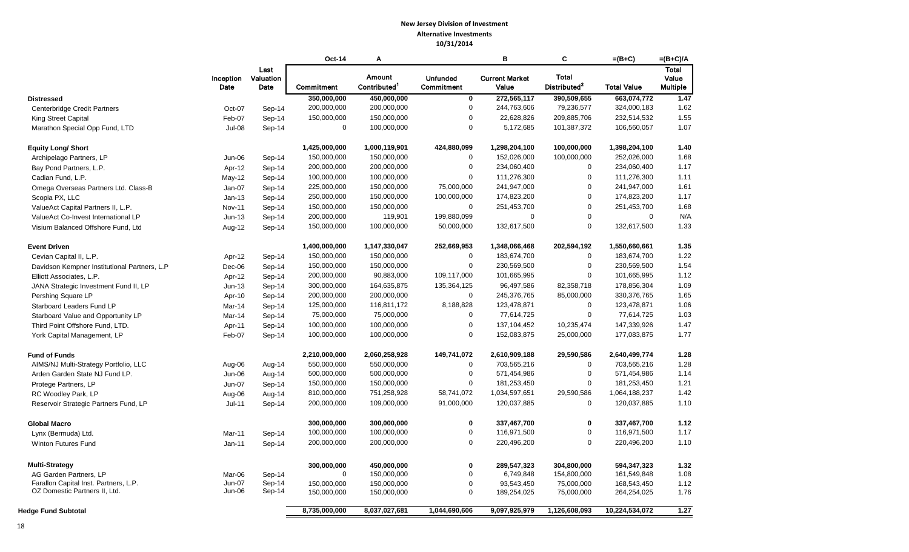# New Jersey Division of Investment
## Alternative Investments
### 10/31/2014

| | Inception Date | Last Valuation Date | Oct-14 Commitment | A Amount Contributed[1] | Unfunded Commitment | B Current Market Value | C Total Distributed[2] | =(B+C) Total Value | =(B+C)/A Total Value Multiple |
|---|---|---|---|---|---|---|---|---|---|
| **Distressed** | | | **350,000,000** | **450,000,000** | **0** | **272,565,117** | **390,509,655** | **663,074,772** | **1.47** |
| Centerbridge Credit Partners | Oct-07 | Sep-14 | 200,000,000 | 200,000,000 | 0 | 244,763,606 | 79,236,577 | 324,000,183 | 1.62 |
| King Street Capital | Feb-07 | Sep-14 | 150,000,000 | 150,000,000 | 0 | 22,628,826 | 209,885,706 | 232,514,532 | 1.55 |
| Marathon Special Opp Fund, LTD | Jul-08 | Sep-14 | 0 | 100,000,000 | 0 | 5,172,685 | 101,387,372 | 106,560,057 | 1.07 |
| **Equity Long/ Short** | | | **1,425,000,000** | **1,000,119,901** | **424,880,099** | **1,298,204,100** | **100,000,000** | **1,398,204,100** | **1.40** |
| Archipelago Partners, LP | Jun-06 | Sep-14 | 150,000,000 | 150,000,000 | 0 | 152,026,000 | 100,000,000 | 252,026,000 | 1.68 |
| Bay Pond Partners, L.P. | Apr-12 | Sep-14 | 200,000,000 | 200,000,000 | 0 | 234,060,400 | 0 | 234,060,400 | 1.17 |
| Cadian Fund, L.P. | May-12 | Sep-14 | 100,000,000 | 100,000,000 | 0 | 111,276,300 | 0 | 111,276,300 | 1.11 |
| Omega Overseas Partners Ltd. Class-B | Jan-07 | Sep-14 | 225,000,000 | 150,000,000 | 75,000,000 | 241,947,000 | 0 | 241,947,000 | 1.61 |
| Scopia PX, LLC | Jan-13 | Sep-14 | 250,000,000 | 150,000,000 | 100,000,000 | 174,823,200 | 0 | 174,823,200 | 1.17 |
| ValueAct Capital Partners II, L.P. | Nov-11 | Sep-14 | 150,000,000 | 150,000,000 | 0 | 251,453,700 | 0 | 251,453,700 | 1.68 |
| ValueAct Co-Invest International LP | Jun-13 | Sep-14 | 200,000,000 | 119,901 | 199,880,099 | 0 | 0 | 0 | N/A |
| Visium Balanced Offshore Fund, Ltd | Aug-12 | Sep-14 | 150,000,000 | 100,000,000 | 50,000,000 | 132,617,500 | 0 | 132,617,500 | 1.33 |
| **Event Driven** | | | **1,400,000,000** | **1,147,330,047** | **252,669,953** | **1,348,066,468** | **202,594,192** | **1,550,660,661** | **1.35** |
| Cevian Capital II, L.P. | Apr-12 | Sep-14 | 150,000,000 | 150,000,000 | 0 | 183,674,700 | 0 | 183,674,700 | 1.22 |
| Davidson Kempner Institutional Partners, L.P | Dec-06 | Sep-14 | 150,000,000 | 150,000,000 | 0 | 230,569,500 | 0 | 230,569,500 | 1.54 |
| Elliott Associates, L.P. | Apr-12 | Sep-14 | 200,000,000 | 90,883,000 | 109,117,000 | 101,665,995 | 0 | 101,665,995 | 1.12 |
| JANA Strategic Investment Fund II, LP | Jun-13 | Sep-14 | 300,000,000 | 164,635,875 | 135,364,125 | 96,497,586 | 82,358,718 | 178,856,304 | 1.09 |
| Pershing Square LP | Apr-10 | Sep-14 | 200,000,000 | 200,000,000 | 0 | 245,376,765 | 85,000,000 | 330,376,765 | 1.65 |
| Starboard Leaders Fund LP | Mar-14 | Sep-14 | 125,000,000 | 116,811,172 | 8,188,828 | 123,478,871 | 0 | 123,478,871 | 1.06 |
| Starboard Value and Opportunity LP | Mar-14 | Sep-14 | 75,000,000 | 75,000,000 | 0 | 77,614,725 | 0 | 77,614,725 | 1.03 |
| Third Point Offshore Fund, LTD. | Apr-11 | Sep-14 | 100,000,000 | 100,000,000 | 0 | 137,104,452 | 10,235,474 | 147,339,926 | 1.47 |
| York Capital Management, LP | Feb-07 | Sep-14 | 100,000,000 | 100,000,000 | 0 | 152,083,875 | 25,000,000 | 177,083,875 | 1.77 |
| **Fund of Funds** | | | **2,210,000,000** | **2,060,258,928** | **149,741,072** | **2,610,909,188** | **29,590,586** | **2,640,499,774** | **1.28** |
| AIMS/NJ Multi-Strategy Portfolio, LLC | Aug-06 | Aug-14 | 550,000,000 | 550,000,000 | 0 | 703,565,216 | 0 | 703,565,216 | 1.28 |
| Arden Garden State NJ Fund LP. | Jun-06 | Aug-14 | 500,000,000 | 500,000,000 | 0 | 571,454,986 | 0 | 571,454,986 | 1.14 |
| Protege Partners, LP | Jun-07 | Sep-14 | 150,000,000 | 150,000,000 | 0 | 181,253,450 | 0 | 181,253,450 | 1.21 |
| RC Woodley Park, LP | Aug-06 | Aug-14 | 810,000,000 | 751,258,928 | 58,741,072 | 1,034,597,651 | 29,590,586 | 1,064,188,237 | 1.42 |
| Reservoir Strategic Partners Fund, LP | Jul-11 | Sep-14 | 200,000,000 | 109,000,000 | 91,000,000 | 120,037,885 | 0 | 120,037,885 | 1.10 |
| **Global Macro** | | | **300,000,000** | **300,000,000** | **0** | **337,467,700** | **0** | **337,467,700** | **1.12** |
| Lynx (Bermuda) Ltd. | Mar-11 | Sep-14 | 100,000,000 | 100,000,000 | 0 | 116,971,500 | 0 | 116,971,500 | 1.17 |
| Winton Futures Fund | Jan-11 | Sep-14 | 200,000,000 | 200,000,000 | 0 | 220,496,200 | 0 | 220,496,200 | 1.10 |
| **Multi-Strategy** | | | **300,000,000** | **450,000,000** | **0** | **289,547,323** | **304,800,000** | **594,347,323** | **1.32** |
| AG Garden Partners, LP | Mar-06 | Sep-14 | 0 | 150,000,000 | 0 | 6,749,848 | 154,800,000 | 161,549,848 | 1.08 |
| Farallon Capital Inst. Partners, L.P. | Jun-07 | Sep-14 | 150,000,000 | 150,000,000 | 0 | 93,543,450 | 75,000,000 | 168,543,450 | 1.12 |
| OZ Domestic Partners II, Ltd. | Jun-06 | Sep-14 | 150,000,000 | 150,000,000 | 0 | 189,254,025 | 75,000,000 | 264,254,025 | 1.76 |
| **Hedge Fund Subtotal** | | | **8,735,000,000** | **8,037,027,681** | **1,044,690,606** | **9,097,925,979** | **1,126,608,093** | **10,224,534,072** | **1.27** |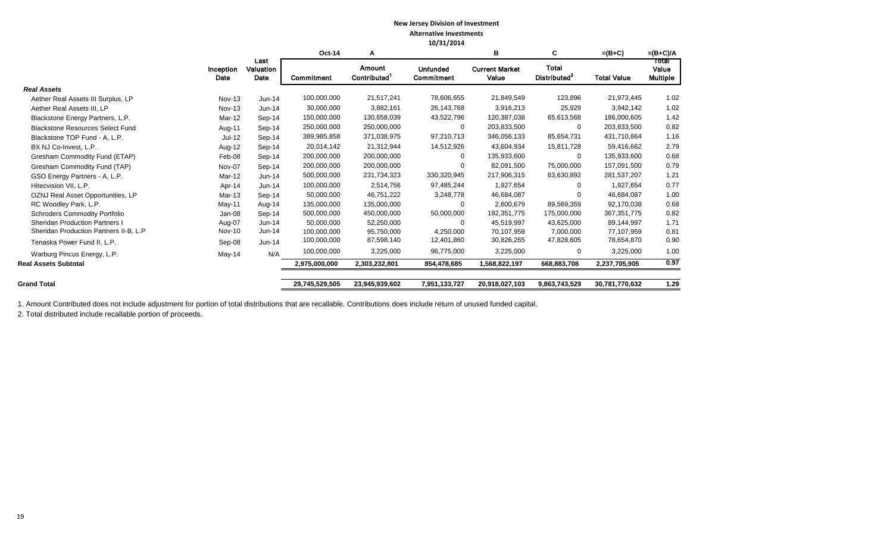**New Jersey Division of Investment**
**Alternative Investments**
**10/31/2014**

| | Inception Date | Last Valuation Date | Oct-14 Commitment | A Amount Contributed[1] | Unfunded Commitment | B Current Market Value | C Total Distributed[2] | =(B+C) Total Value | =(B+C)/A Total Value Multiple |
|---|---|---|---|---|---|---|---|---|---|
| ***Real Assets*** | | | | | | | | | |
| Aether Real Assets III Surplus, LP | Nov-13 | Jun-14 | 100,000,000 | 21,517,241 | 78,606,655 | 21,849,549 | 123,896 | 21,973,445 | 1.02 |
| Aether Real Assets III, LP | Nov-13 | Jun-14 | 30,000,000 | 3,882,161 | 26,143,768 | 3,916,213 | 25,929 | 3,942,142 | 1.02 |
| Blackstone Energy Partners, L.P. | Mar-12 | Sep-14 | 150,000,000 | 130,658,039 | 43,522,796 | 120,387,038 | 65,613,568 | 186,000,605 | 1.42 |
| Blackstone Resources Select Fund | Aug-11 | Sep-14 | 250,000,000 | 250,000,000 | 0 | 203,833,500 | 0 | 203,833,500 | 0.82 |
| Blackstone TOP Fund - A, L.P. | Jul-12 | Sep-14 | 389,985,858 | 371,038,975 | 97,210,713 | 346,056,133 | 85,654,731 | 431,710,864 | 1.16 |
| BX NJ Co-Invest, L.P. | Aug-12 | Sep-14 | 20,014,142 | 21,312,944 | 14,512,926 | 43,604,934 | 15,811,728 | 59,416,662 | 2.79 |
| Gresham Commodity Fund (ETAP) | Feb-08 | Sep-14 | 200,000,000 | 200,000,000 | 0 | 135,933,600 | 0 | 135,933,600 | 0.68 |
| Gresham Commodity Fund (TAP) | Nov-07 | Sep-14 | 200,000,000 | 200,000,000 | 0 | 82,091,500 | 75,000,000 | 157,091,500 | 0.79 |
| GSO Energy Partners - A, L.P. | Mar-12 | Jun-14 | 500,000,000 | 231,734,323 | 330,320,945 | 217,906,315 | 63,630,892 | 281,537,207 | 1.21 |
| Hitecvision VII, L.P. | Apr-14 | Jun-14 | 100,000,000 | 2,514,756 | 97,485,244 | 1,927,654 | 0 | 1,927,654 | 0.77 |
| OZNJ Real Asset Opportunities, LP | Mar-13 | Sep-14 | 50,000,000 | 46,751,222 | 3,248,778 | 46,684,087 | 0 | 46,684,087 | 1.00 |
| RC Woodley Park, L.P. | May-11 | Aug-14 | 135,000,000 | 135,000,000 | 0 | 2,600,679 | 89,569,359 | 92,170,038 | 0.68 |
| Schroders Commodity Portfolio | Jan-08 | Sep-14 | 500,000,000 | 450,000,000 | 50,000,000 | 192,351,775 | 175,000,000 | 367,351,775 | 0.82 |
| Sheridan Production Partners I | Aug-07 | Jun-14 | 50,000,000 | 52,250,000 | 0 | 45,519,997 | 43,625,000 | 89,144,997 | 1.71 |
| Sheridan Production Partners II-B, L.P | Nov-10 | Jun-14 | 100,000,000 | 95,750,000 | 4,250,000 | 70,107,959 | 7,000,000 | 77,107,959 | 0.81 |
| Tenaska Power Fund II, L.P. | Sep-08 | Jun-14 | 100,000,000 | 87,598,140 | 12,401,860 | 30,826,265 | 47,828,605 | 78,654,870 | 0.90 |
| Warburg Pincus Energy, L.P. | May-14 | N/A | 100,000,000 | 3,225,000 | 96,775,000 | 3,225,000 | 0 | 3,225,000 | 1.00 |
| **Real Assets Subtotal** | | | **2,975,000,000** | **2,303,232,801** | **854,478,685** | **1,568,822,197** | **668,883,708** | **2,237,705,905** | **0.97** |
| | | | | | | | | | |
| **Grand Total** | | | **29,745,529,505** | **23,945,939,602** | **7,951,133,727** | **20,918,027,103** | **9,863,743,529** | **30,781,770,632** | **1.29** |

1. Amount Contributed does not include adjustment for portion of total distributions that are recallable. Contributions does include return of unused funded capital.
2. Total distributed include recallable portion of proceeds.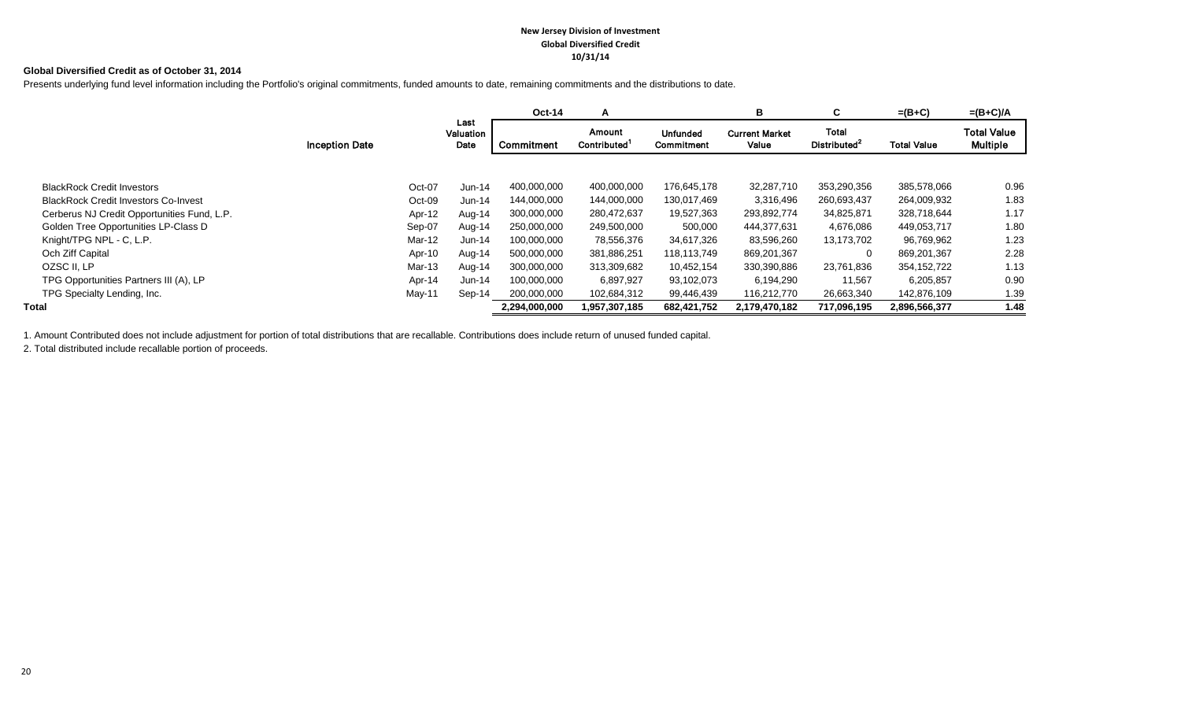**New Jersey Division of Investment**
**Global Diversified Credit**
**10/31/14**

**Global Diversified Credit as of October 31, 2014**

Presents underlying fund level information including the Portfolio's original commitments, funded amounts to date, remaining commitments and the distributions to date.

| | | | Oct-14 | A | | B | C | =(B+C) | =(B+C)/A |
|---|---|---|---|---|---|---|---|---|---|
| | Inception Date | Last Valuation Date | Commitment | Amount Contributed[1] | Unfunded Commitment | Current Market Value | Total Distributed[2] | Total Value | Total Value Multiple |
| BlackRock Credit Investors | Oct-07 | Jun-14 | 400,000,000 | 400,000,000 | 176,645,178 | 32,287,710 | 353,290,356 | 385,578,066 | 0.96 |
| BlackRock Credit Investors Co-Invest | Oct-09 | Jun-14 | 144,000,000 | 144,000,000 | 130,017,469 | 3,316,496 | 260,693,437 | 264,009,932 | 1.83 |
| Cerberus NJ Credit Opportunities Fund, L.P. | Apr-12 | Aug-14 | 300,000,000 | 280,472,637 | 19,527,363 | 293,892,774 | 34,825,871 | 328,718,644 | 1.17 |
| Golden Tree Opportunities LP-Class D | Sep-07 | Aug-14 | 250,000,000 | 249,500,000 | 500,000 | 444,377,631 | 4,676,086 | 449,053,717 | 1.80 |
| Knight/TPG NPL - C, L.P. | Mar-12 | Jun-14 | 100,000,000 | 78,556,376 | 34,617,326 | 83,596,260 | 13,173,702 | 96,769,962 | 1.23 |
| Och Ziff Capital | Apr-10 | Aug-14 | 500,000,000 | 381,886,251 | 118,113,749 | 869,201,367 | 0 | 869,201,367 | 2.28 |
| OZSC II, LP | Mar-13 | Aug-14 | 300,000,000 | 313,309,682 | 10,452,154 | 330,390,886 | 23,761,836 | 354,152,722 | 1.13 |
| TPG Opportunities Partners III (A), LP | Apr-14 | Jun-14 | 100,000,000 | 6,897,927 | 93,102,073 | 6,194,290 | 11,567 | 6,205,857 | 0.90 |
| TPG Specialty Lending, Inc. | May-11 | Sep-14 | 200,000,000 | 102,684,312 | 99,446,439 | 116,212,770 | 26,663,340 | 142,876,109 | 1.39 |
| **Total** | | | **2,294,000,000** | **1,957,307,185** | **682,421,752** | **2,179,470,182** | **717,096,195** | **2,896,566,377** | **1.48** |

1. Amount Contributed does not include adjustment for portion of total distributions that are recallable. Contributions does include return of unused funded capital.

2. Total distributed include recallable portion of proceeds.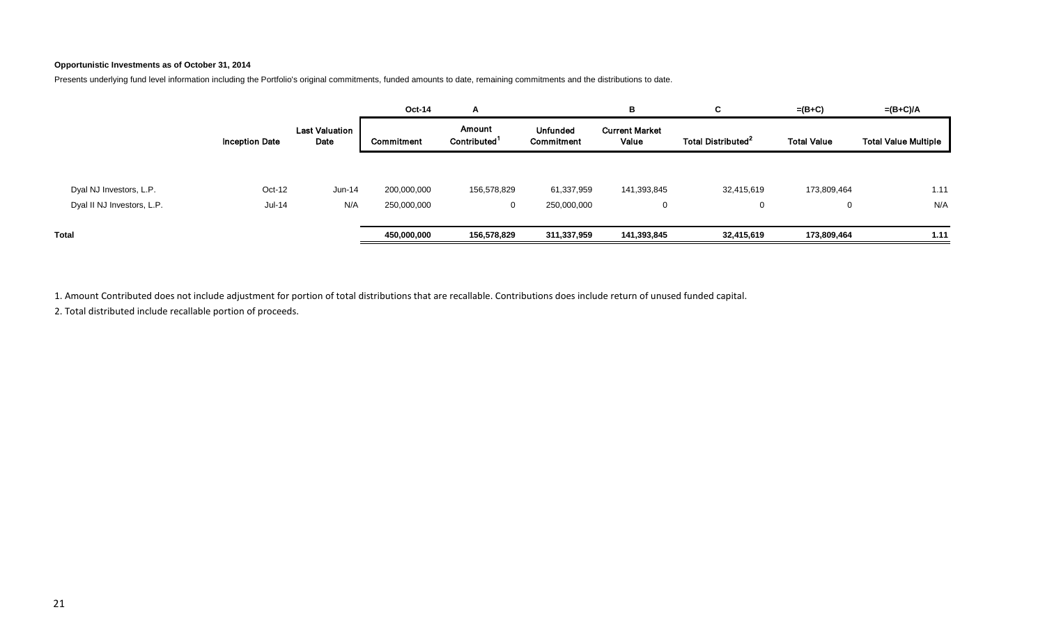**Opportunistic Investments as of October 31, 2014**

Presents underlying fund level information including the Portfolio's original commitments, funded amounts to date, remaining commitments and the distributions to date.

| | | | Oct-14 | A | | B | C | =(B+C) | =(B+C)/A |
|---|---|---|---|---|---|---|---|---|---|
| | Inception Date | Last Valuation Date | Commitment | Amount Contributed[1] | Unfunded Commitment | Current Market Value | Total Distributed[2] | Total Value | Total Value Multiple |
| Dyal NJ Investors, L.P. | Oct-12 | Jun-14 | 200,000,000 | 156,578,829 | 61,337,959 | 141,393,845 | 32,415,619 | 173,809,464 | 1.11 |
| Dyal II NJ Investors, L.P. | Jul-14 | N/A | 250,000,000 | 0 | 250,000,000 | 0 | 0 | 0 | N/A |
| **Total** | | | **450,000,000** | **156,578,829** | **311,337,959** | **141,393,845** | **32,415,619** | **173,809,464** | **1.11** |

1. Amount Contributed does not include adjustment for portion of total distributions that are recallable. Contributions does include return of unused funded capital.

2. Total distributed include recallable portion of proceeds.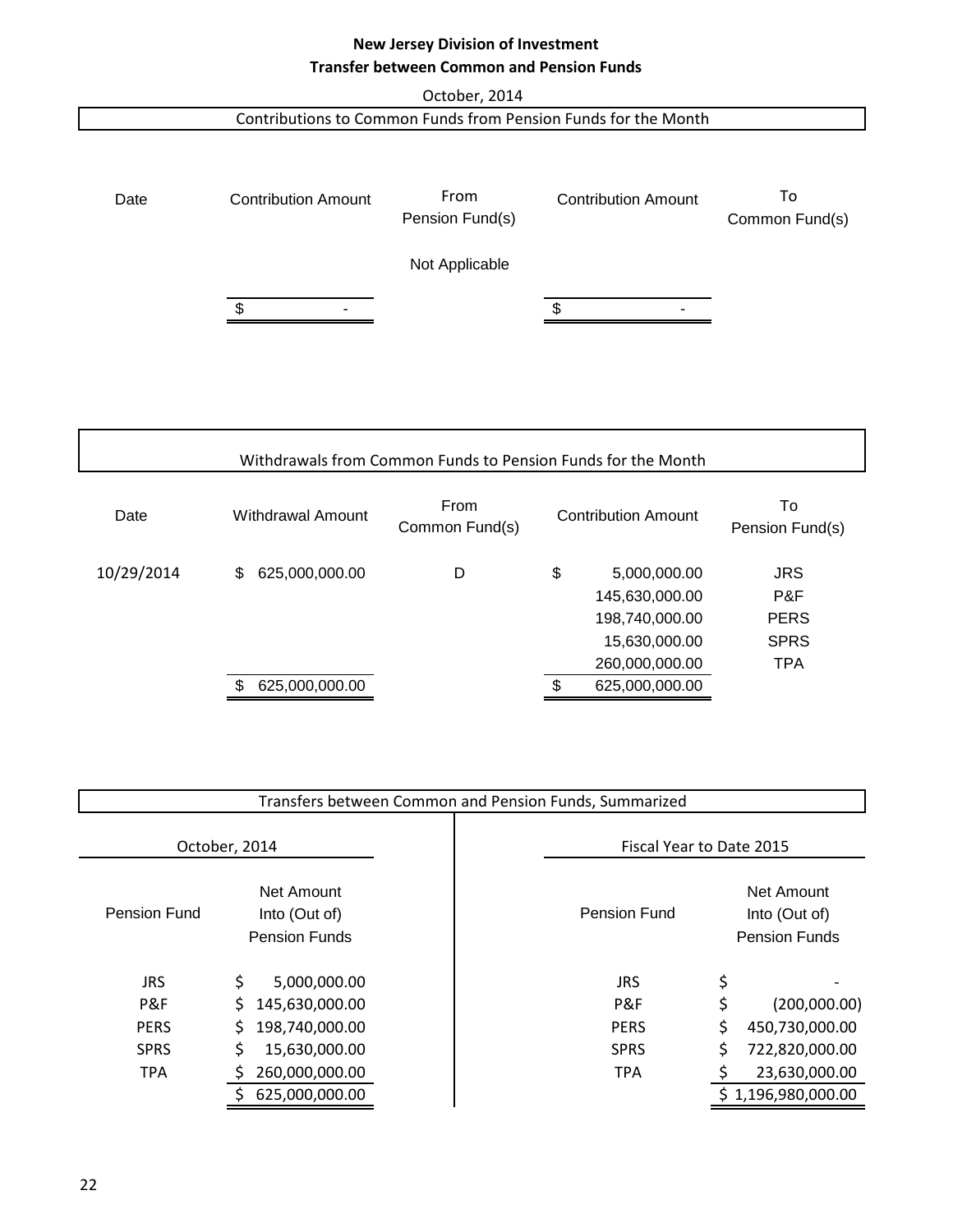**New Jersey Division of Investment**

**Transfer between Common and Pension Funds**

October, 2014

### Contributions to Common Funds from Pension Funds for the Month

| Date | Contribution Amount | From Pension Fund(s) | Contribution Amount | To Common Fund(s) |
|---|---|---|---|---|
| | | Not Applicable | | |
| | $ - | | $ - | |

### Withdrawals from Common Funds to Pension Funds for the Month

| Date | Withdrawal Amount | From Common Fund(s) | Contribution Amount | To Pension Fund(s) |
|---|---|---|---|---|
| 10/29/2014 | $ 625,000,000.00 | D | $ 5,000,000.00 | JRS |
| | | | 145,630,000.00 | P&F |
| | | | 198,740,000.00 | PERS |
| | | | 15,630,000.00 | SPRS |
| | | | 260,000,000.00 | TPA |
| | $ 625,000,000.00 | | $ 625,000,000.00 | |

### Transfers between Common and Pension Funds, Summarized

**October, 2014**

| Pension Fund | Net Amount Into (Out of) Pension Funds |
|---|---|
| JRS | $ 5,000,000.00 |
| P&F | $ 145,630,000.00 |
| PERS | $ 198,740,000.00 |
| SPRS | $ 15,630,000.00 |
| TPA | $ 260,000,000.00 |
| | $ 625,000,000.00 |

**Fiscal Year to Date 2015**

| Pension Fund | Net Amount Into (Out of) Pension Funds |
|---|---|
| JRS | $ - |
| P&F | $ (200,000.00) |
| PERS | $ 450,730,000.00 |
| SPRS | $ 722,820,000.00 |
| TPA | $ 23,630,000.00 |
| | $ 1,196,980,000.00 |